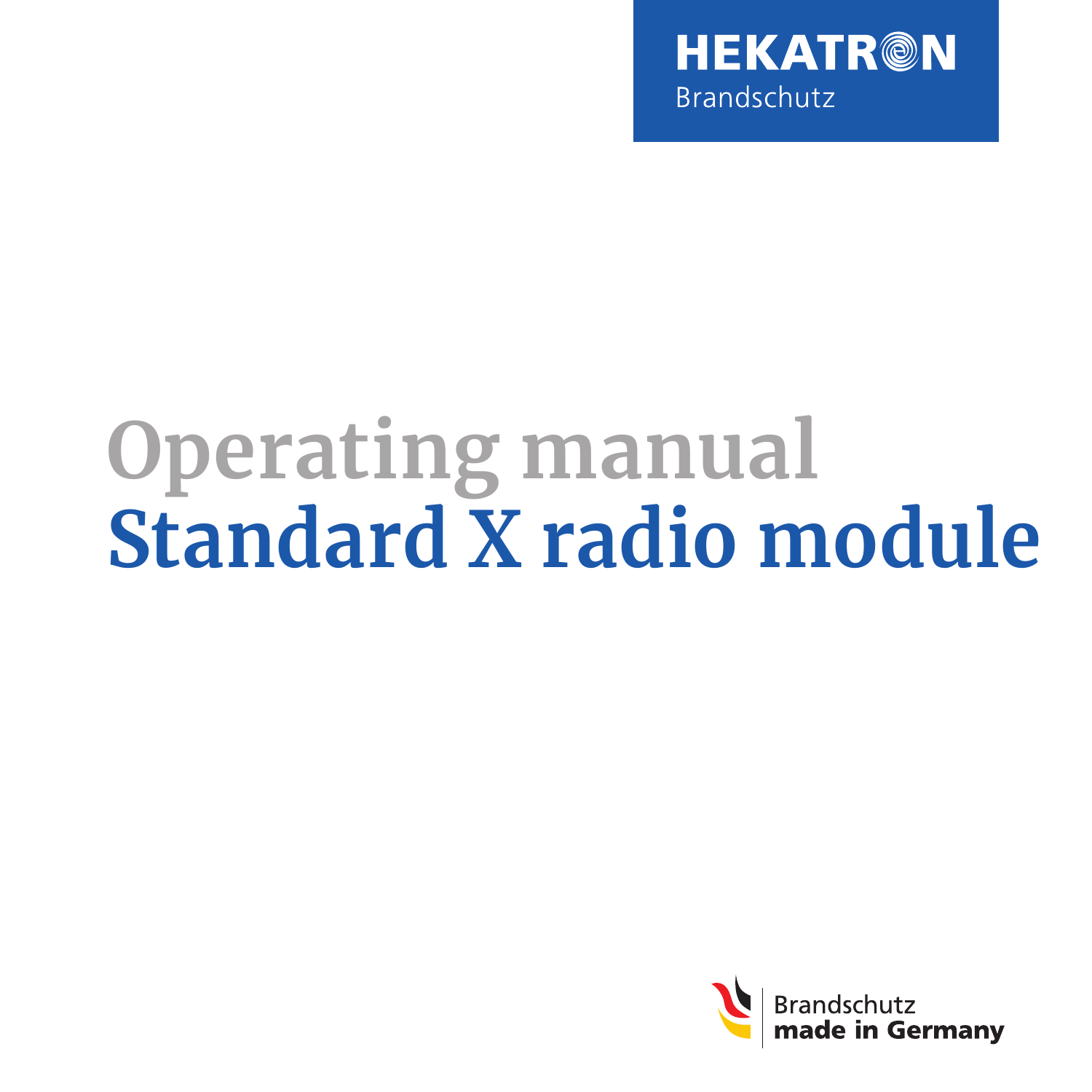HEKATRON
Brandschutz

# Operating manual
# Standard X radio module

Brandschutz
**made in Germany**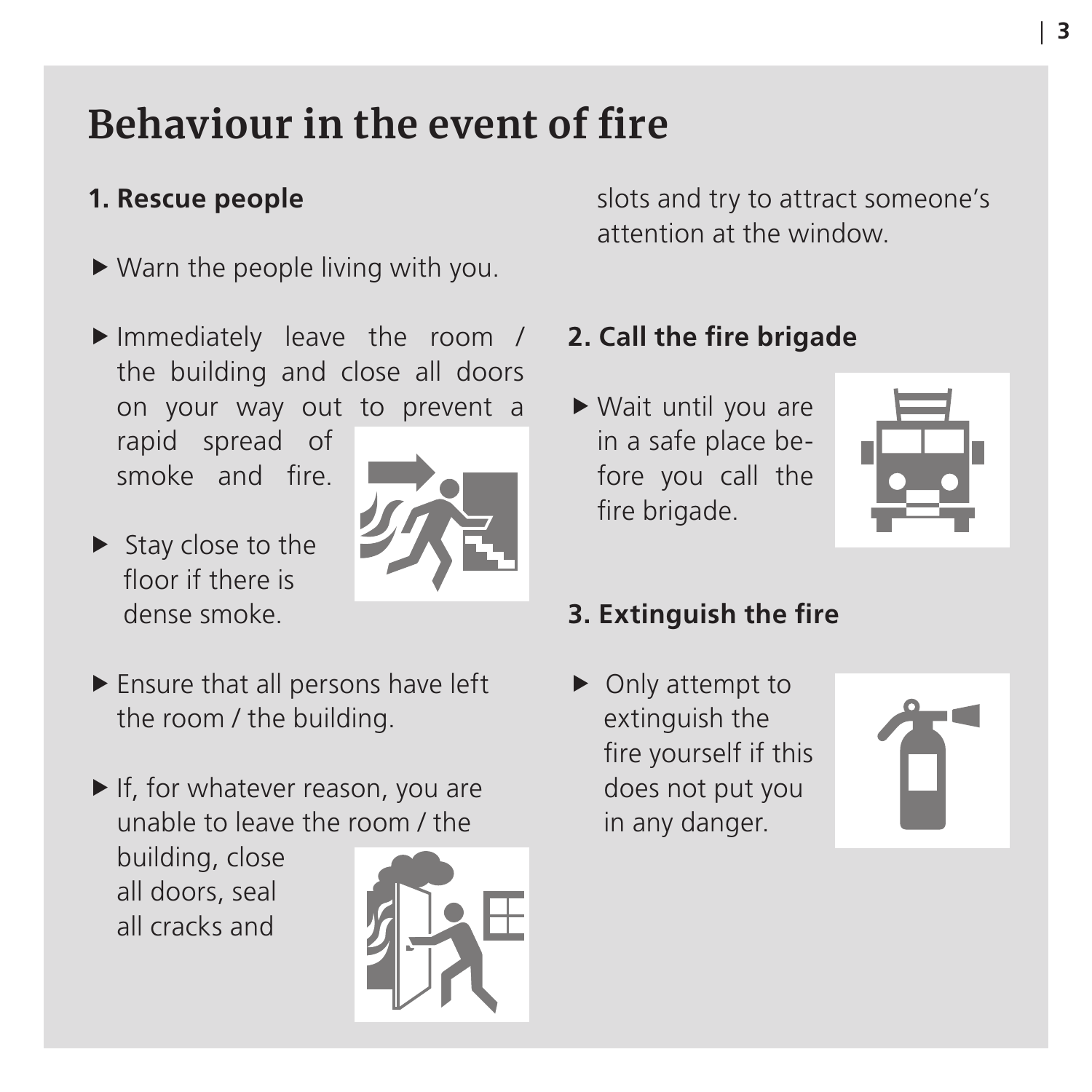# Behaviour in the event of fire

## 1. Rescue people

- Warn the people living with you.
- Immediately leave the room / the building and close all doors on your way out to prevent a rapid spread of smoke and fire.
- Stay close to the floor if there is dense smoke.
- Ensure that all persons have left the room / the building.
- If, for whatever reason, you are unable to leave the room / the building, close all doors, seal all cracks and slots and try to attract someone's attention at the window.

## 2. Call the fire brigade

- Wait until you are in a safe place before you call the fire brigade.

## 3. Extinguish the fire

- Only attempt to extinguish the fire yourself if this does not put you in any danger.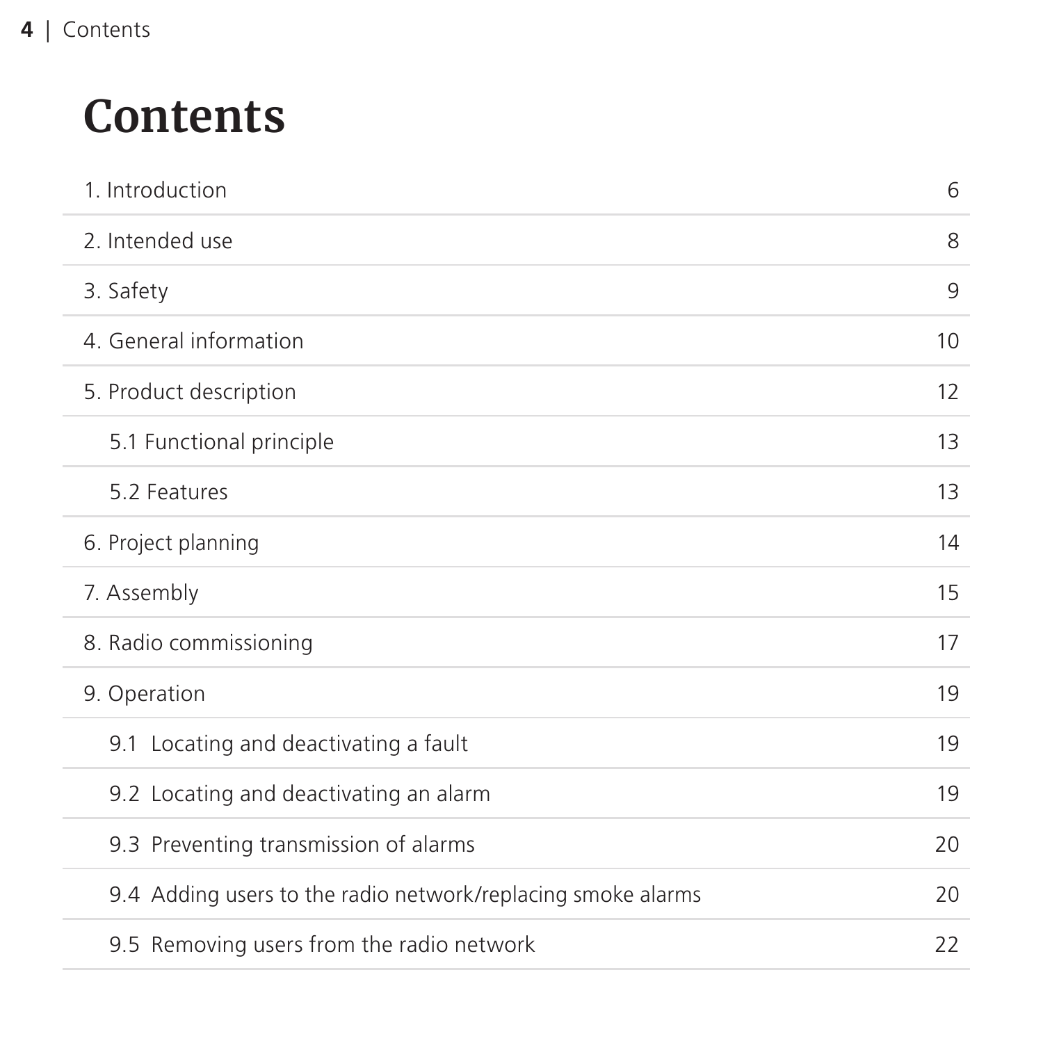# Contents

| | |
|---|---|
| 1. Introduction | 6 |
| 2. Intended use | 8 |
| 3. Safety | 9 |
| 4. General information | 10 |
| 5. Product description | 12 |
| 5.1 Functional principle | 13 |
| 5.2 Features | 13 |
| 6. Project planning | 14 |
| 7. Assembly | 15 |
| 8. Radio commissioning | 17 |
| 9. Operation | 19 |
| 9.1 Locating and deactivating a fault | 19 |
| 9.2 Locating and deactivating an alarm | 19 |
| 9.3 Preventing transmission of alarms | 20 |
| 9.4 Adding users to the radio network/replacing smoke alarms | 20 |
| 9.5 Removing users from the radio network | 22 |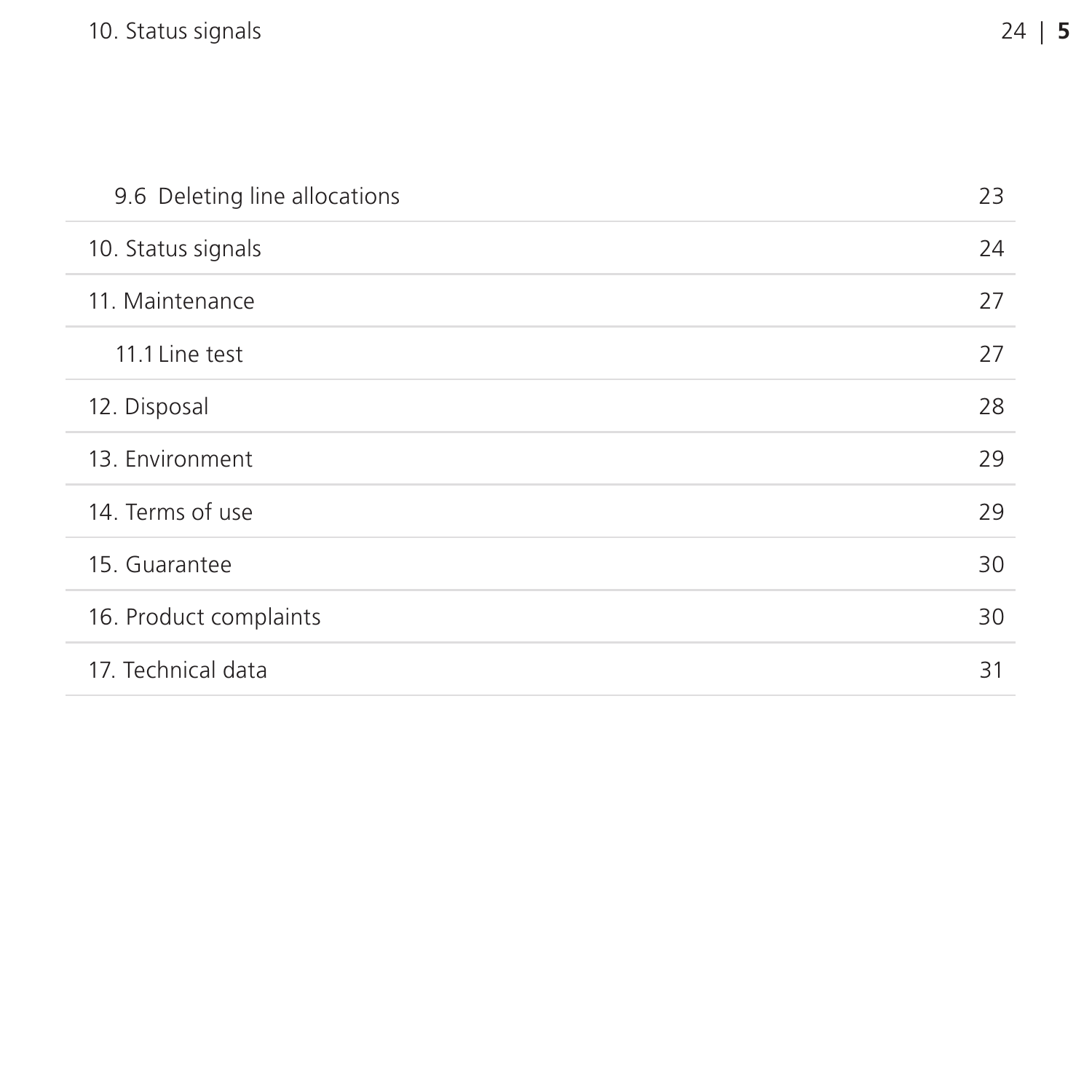| | |
|---|---|
| 9.6 Deleting line allocations | 23 |
| 10. Status signals | 24 |
| 11. Maintenance | 27 |
| 11.1 Line test | 27 |
| 12. Disposal | 28 |
| 13. Environment | 29 |
| 14. Terms of use | 29 |
| 15. Guarantee | 30 |
| 16. Product complaints | 30 |
| 17. Technical data | 31 |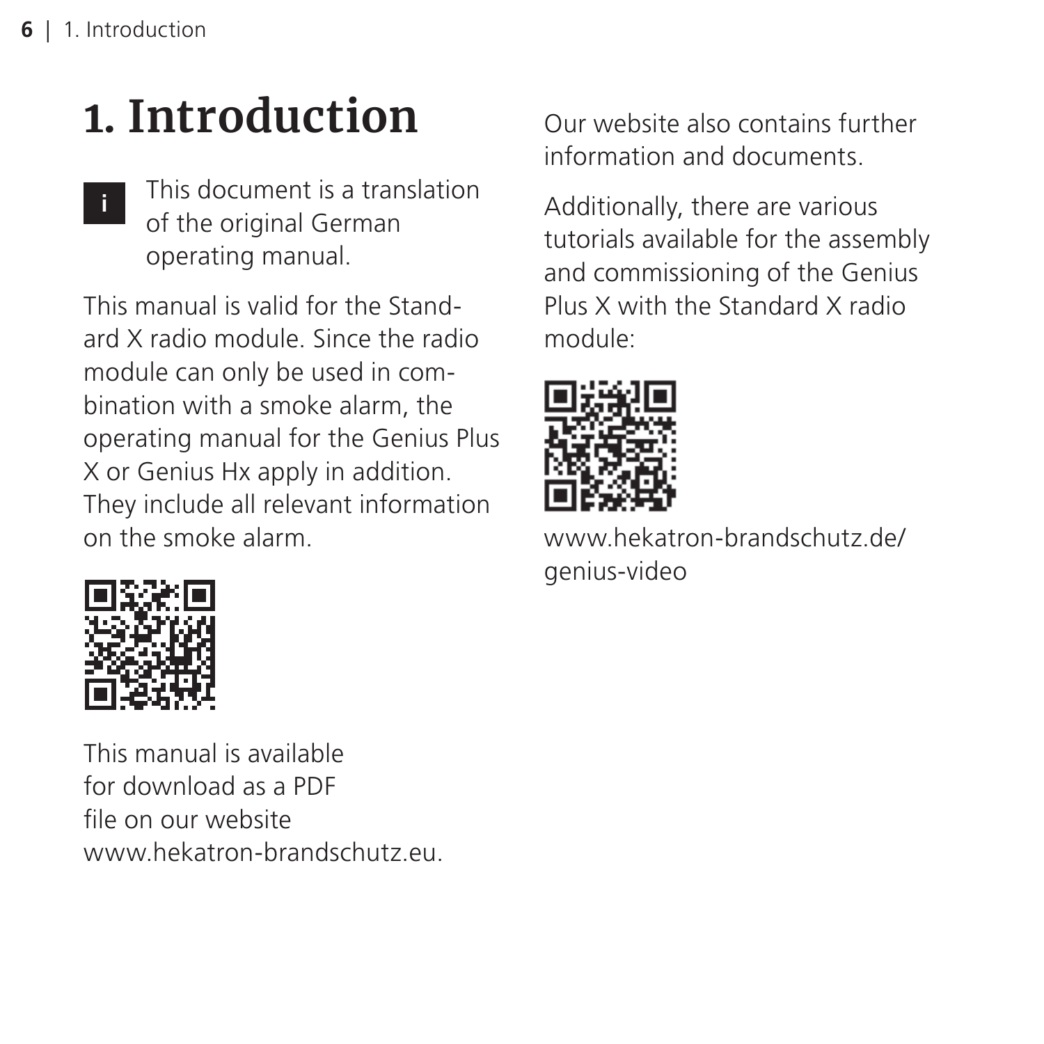# 1. Introduction

> **i** This document is a translation of the original German operating manual.

This manual is valid for the Standard X radio module. Since the radio module can only be used in combination with a smoke alarm, the operating manual for the Genius Plus X or Genius Hx apply in addition. They include all relevant information on the smoke alarm.

This manual is available for download as a PDF file on our website www.hekatron-brandschutz.eu.

Our website also contains further information and documents.

Additionally, there are various tutorials available for the assembly and commissioning of the Genius Plus X with the Standard X radio module:

www.hekatron-brandschutz.de/genius-video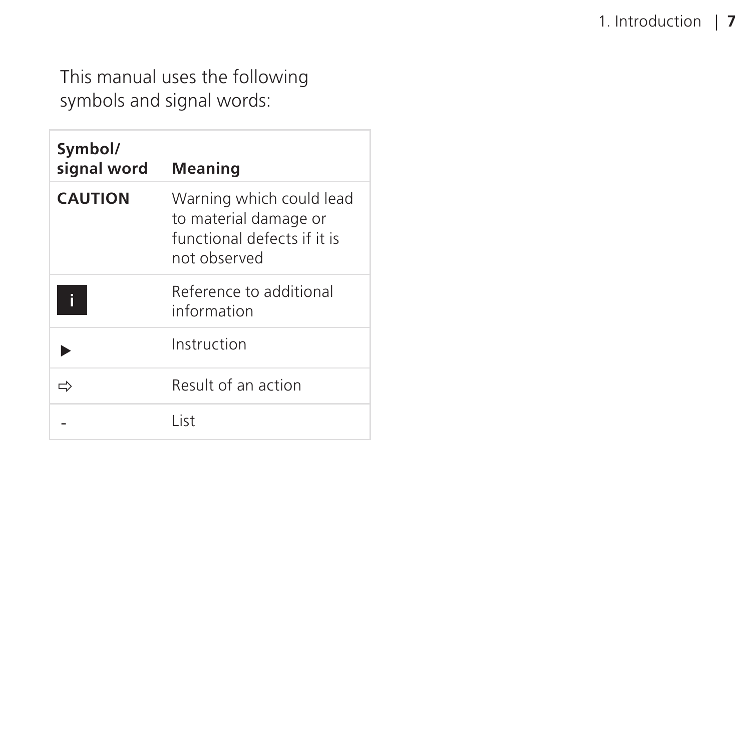This manual uses the following symbols and signal words:

| Symbol/ signal word | Meaning |
| --- | --- |
| **CAUTION** | Warning which could lead to material damage or functional defects if it is not observed |
| i | Reference to additional information |
| ▶ | Instruction |
| ⇨ | Result of an action |
| - | List |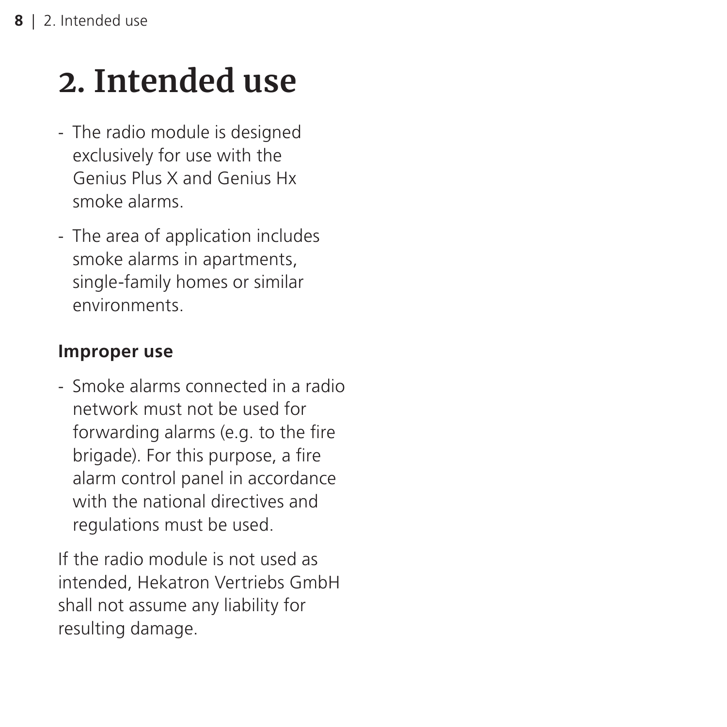# 2. Intended use

- The radio module is designed exclusively for use with the Genius Plus X and Genius Hx smoke alarms.
- The area of application includes smoke alarms in apartments, single-family homes or similar environments.

### Improper use

- Smoke alarms connected in a radio network must not be used for forwarding alarms (e.g. to the fire brigade). For this purpose, a fire alarm control panel in accordance with the national directives and regulations must be used.

If the radio module is not used as intended, Hekatron Vertriebs GmbH shall not assume any liability for resulting damage.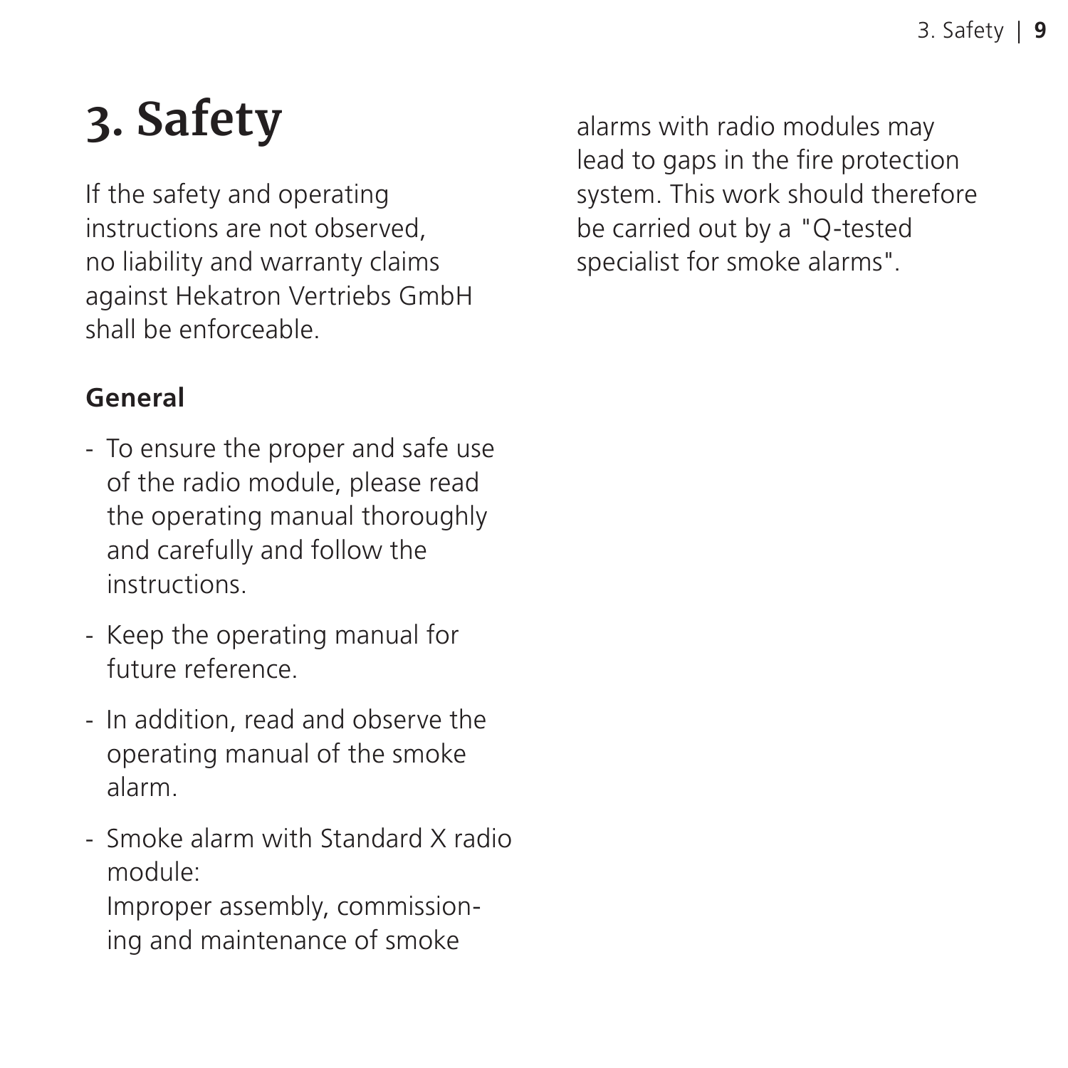# 3. Safety

If the safety and operating instructions are not observed, no liability and warranty claims against Hekatron Vertriebs GmbH shall be enforceable.

## General

- To ensure the proper and safe use of the radio module, please read the operating manual thoroughly and carefully and follow the instructions.
- Keep the operating manual for future reference.
- In addition, read and observe the operating manual of the smoke alarm.
- Smoke alarm with Standard X radio module:
  Improper assembly, commissioning and maintenance of smoke alarms with radio modules may lead to gaps in the fire protection system. This work should therefore be carried out by a "Q-tested specialist for smoke alarms".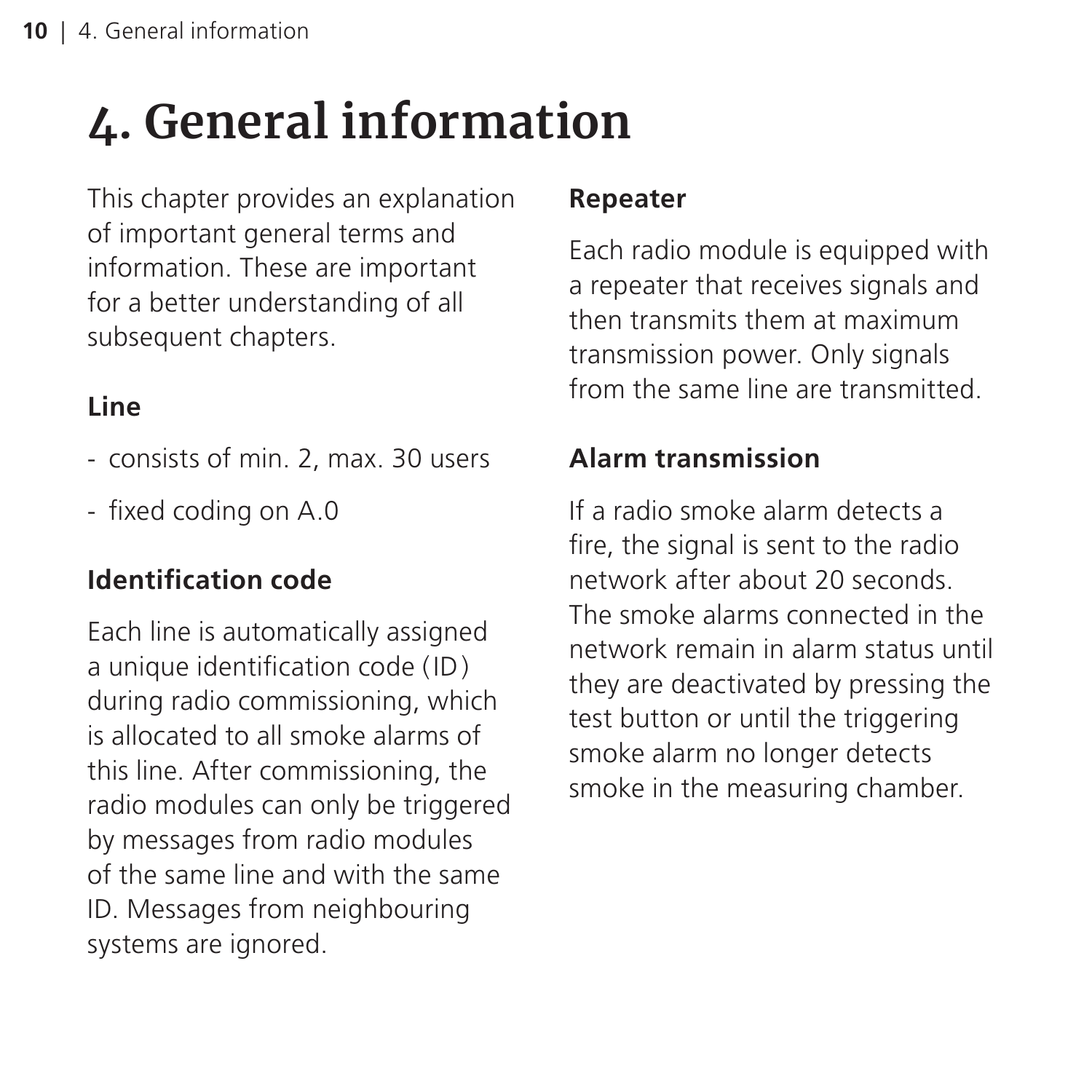# 4. General information

This chapter provides an explanation of important general terms and information. These are important for a better understanding of all subsequent chapters.

### Line

- consists of min. 2, max. 30 users
- fixed coding on A.0

### Identification code

Each line is automatically assigned a unique identification code (ID) during radio commissioning, which is allocated to all smoke alarms of this line. After commissioning, the radio modules can only be triggered by messages from radio modules of the same line and with the same ID. Messages from neighbouring systems are ignored.

### Repeater

Each radio module is equipped with a repeater that receives signals and then transmits them at maximum transmission power. Only signals from the same line are transmitted.

### Alarm transmission

If a radio smoke alarm detects a fire, the signal is sent to the radio network after about 20 seconds. The smoke alarms connected in the network remain in alarm status until they are deactivated by pressing the test button or until the triggering smoke alarm no longer detects smoke in the measuring chamber.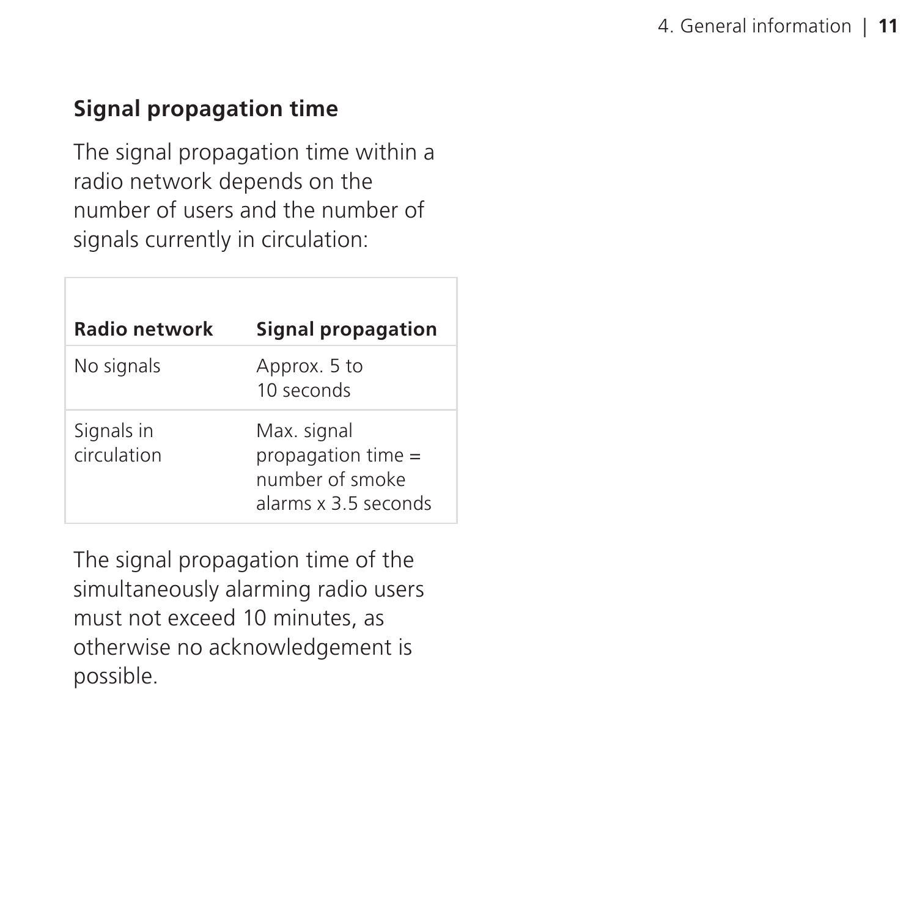## Signal propagation time

The signal propagation time within a radio network depends on the number of users and the number of signals currently in circulation:

| Radio network | Signal propagation |
|---|---|
| No signals | Approx. 5 to 10 seconds |
| Signals in circulation | Max. signal propagation time = number of smoke alarms x 3.5 seconds |

The signal propagation time of the simultaneously alarming radio users must not exceed 10 minutes, as otherwise no acknowledgement is possible.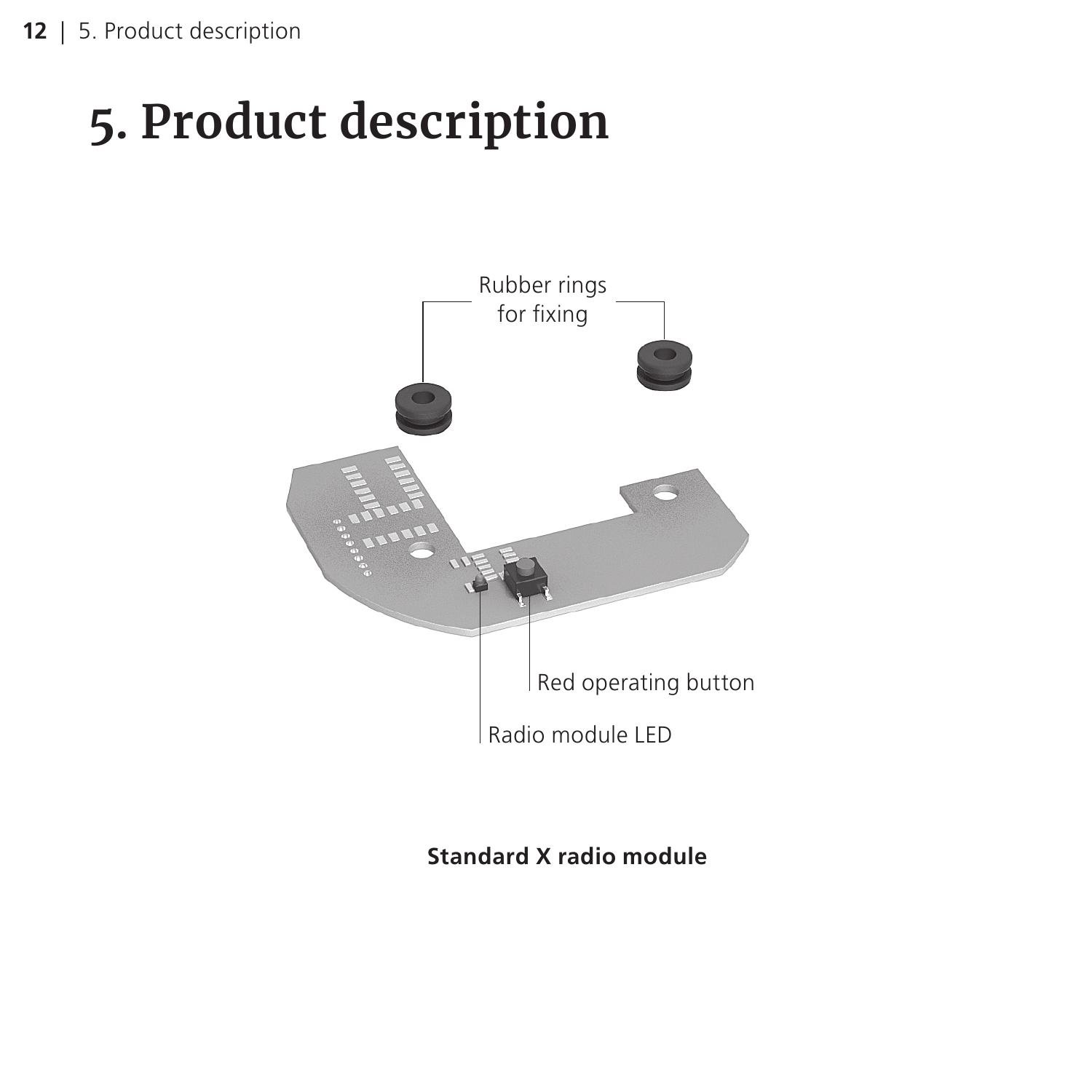# 5. Product description

Rubber rings for fixing

Red operating button

Radio module LED

**Standard X radio module**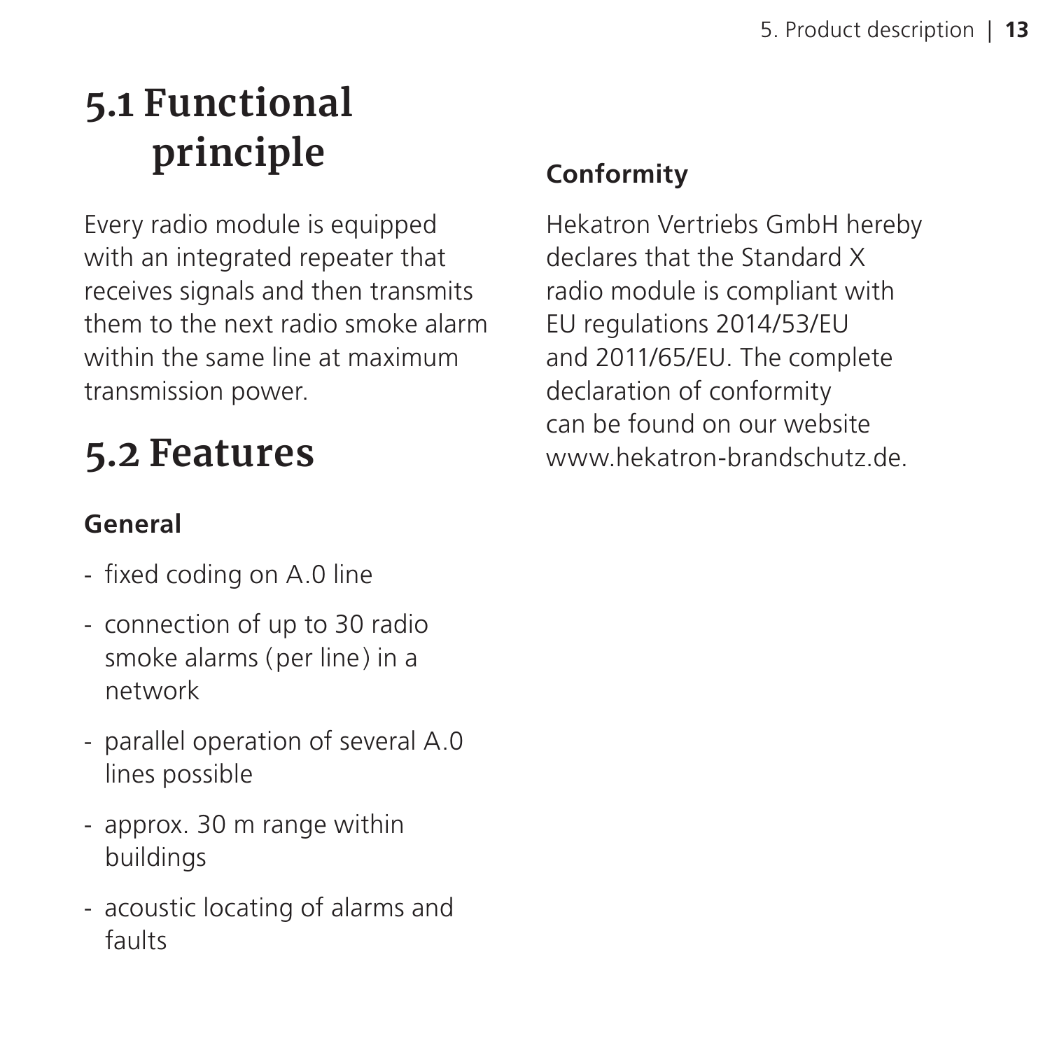## 5.1 Functional principle

Every radio module is equipped with an integrated repeater that receives signals and then transmits them to the next radio smoke alarm within the same line at maximum transmission power.

## 5.2 Features

**General**

- fixed coding on A.0 line
- connection of up to 30 radio smoke alarms (per line) in a network
- parallel operation of several A.0 lines possible
- approx. 30 m range within buildings
- acoustic locating of alarms and faults

**Conformity**

Hekatron Vertriebs GmbH hereby declares that the Standard X radio module is compliant with EU regulations 2014/53/EU and 2011/65/EU. The complete declaration of conformity can be found on our website www.hekatron-brandschutz.de.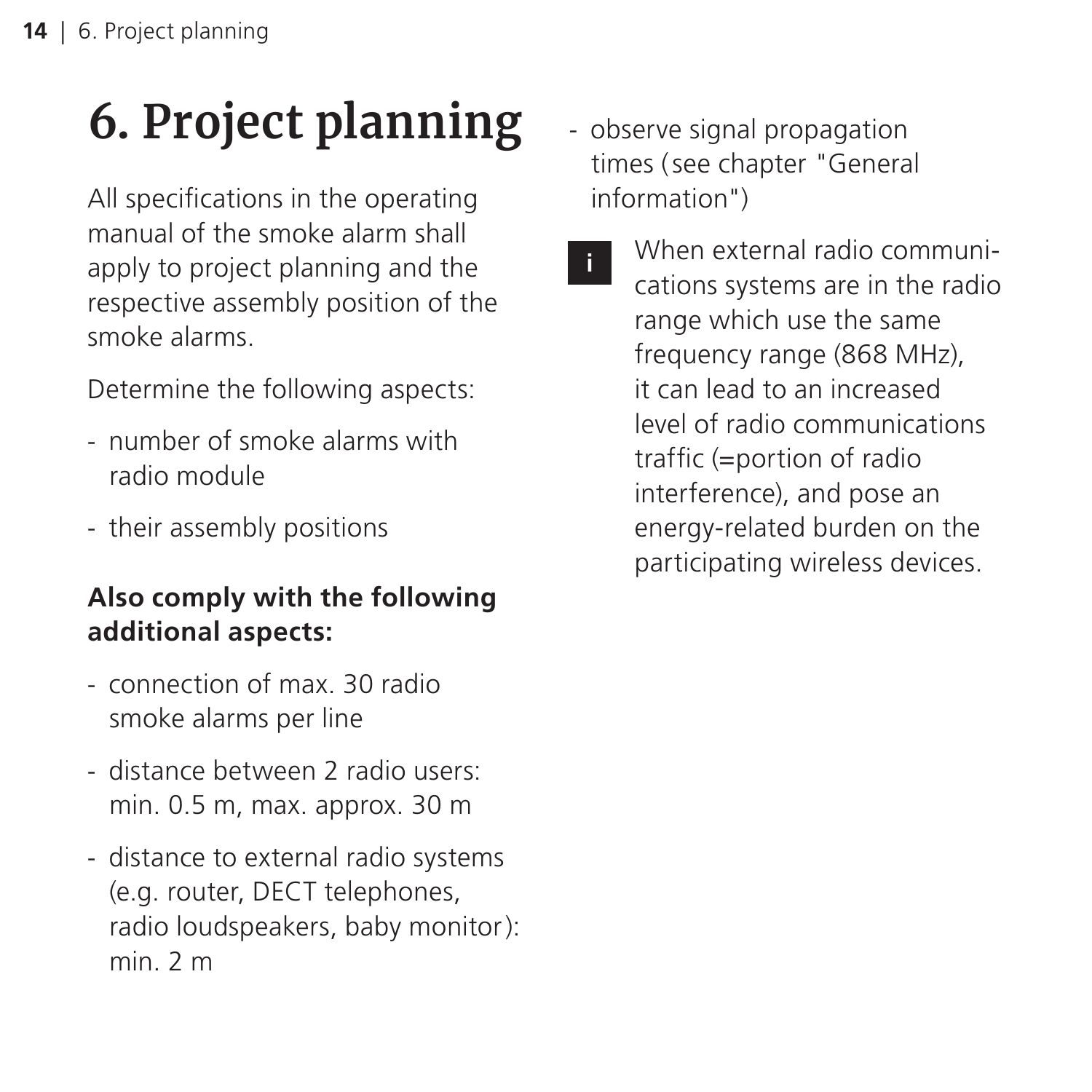# 6. Project planning

All specifications in the operating manual of the smoke alarm shall apply to project planning and the respective assembly position of the smoke alarms.

Determine the following aspects:

- number of smoke alarms with radio module
- their assembly positions

**Also comply with the following additional aspects:**

- connection of max. 30 radio smoke alarms per line
- distance between 2 radio users: min. 0.5 m, max. approx. 30 m
- distance to external radio systems (e.g. router, DECT telephones, radio loudspeakers, baby monitor): min. 2 m
- observe signal propagation times (see chapter "General information")

**i** When external radio communications systems are in the radio range which use the same frequency range (868 MHz), it can lead to an increased level of radio communications traffic (=portion of radio interference), and pose an energy-related burden on the participating wireless devices.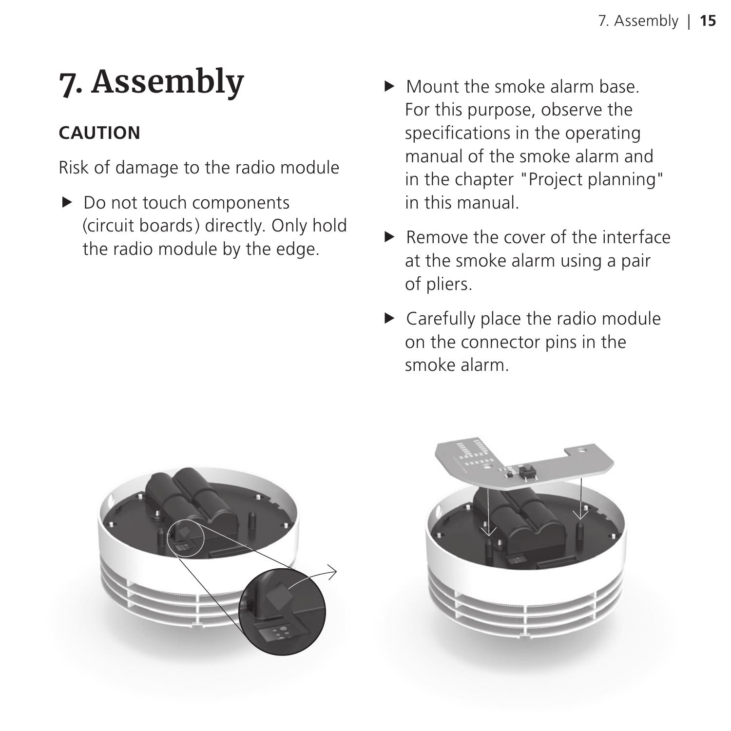# 7. Assembly

**CAUTION**

Risk of damage to the radio module

- Do not touch components (circuit boards) directly. Only hold the radio module by the edge.

- Mount the smoke alarm base. For this purpose, observe the specifications in the operating manual of the smoke alarm and in the chapter "Project planning" in this manual.
- Remove the cover of the interface at the smoke alarm using a pair of pliers.
- Carefully place the radio module on the connector pins in the smoke alarm.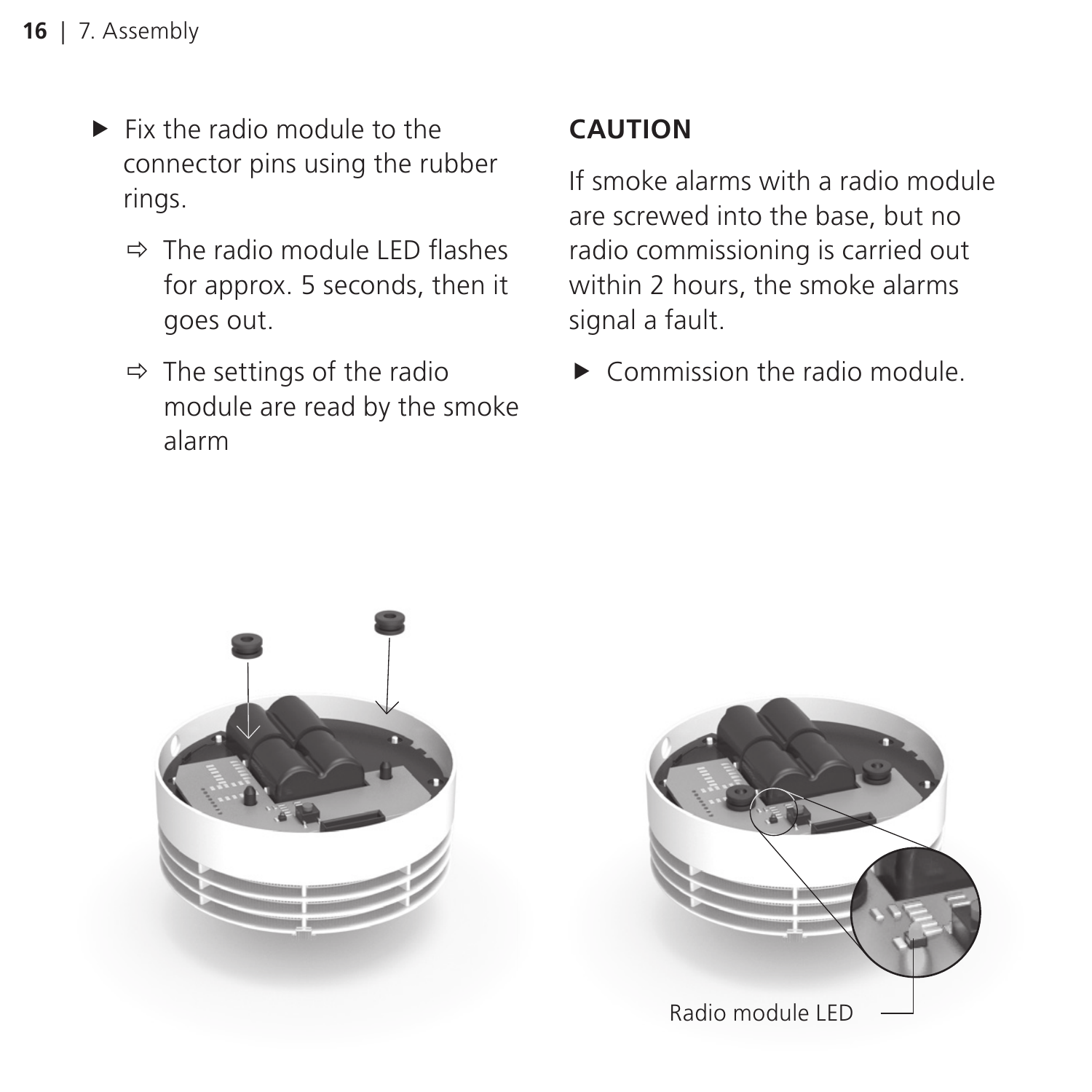- Fix the radio module to the connector pins using the rubber rings.
  - ⇨ The radio module LED flashes for approx. 5 seconds, then it goes out.
  - ⇨ The settings of the radio module are read by the smoke alarm

**CAUTION**

If smoke alarms with a radio module are screwed into the base, but no radio commissioning is carried out within 2 hours, the smoke alarms signal a fault.

- Commission the radio module.

Radio module LED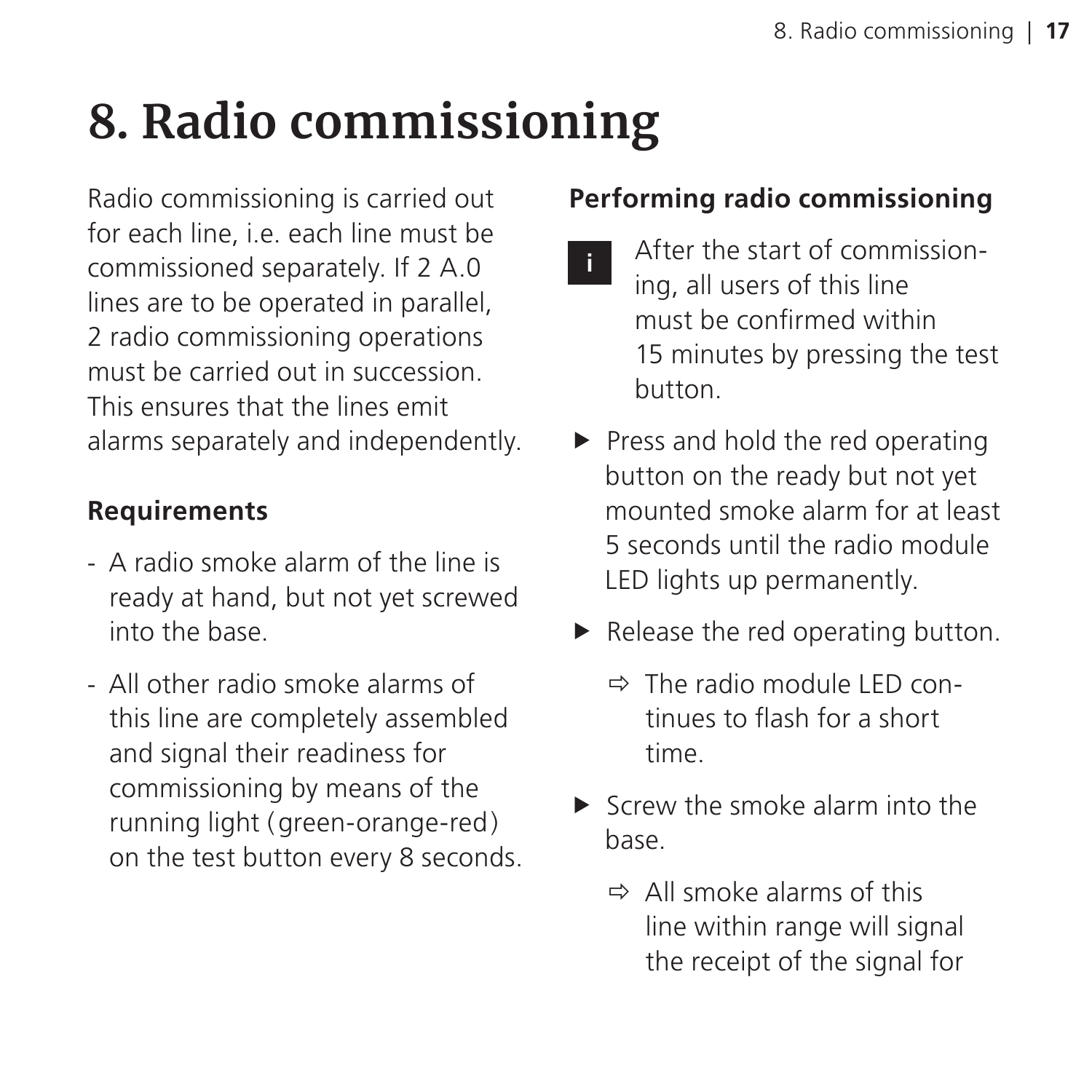# 8. Radio commissioning

Radio commissioning is carried out for each line, i.e. each line must be commissioned separately. If 2 A.0 lines are to be operated in parallel, 2 radio commissioning operations must be carried out in succession. This ensures that the lines emit alarms separately and independently.

**Requirements**

- A radio smoke alarm of the line is ready at hand, but not yet screwed into the base.
- All other radio smoke alarms of this line are completely assembled and signal their readiness for commissioning by means of the running light (green-orange-red) on the test button every 8 seconds.

**Performing radio commissioning**

> **i** After the start of commissioning, all users of this line must be confirmed within 15 minutes by pressing the test button.

- ▶ Press and hold the red operating button on the ready but not yet mounted smoke alarm for at least 5 seconds until the radio module LED lights up permanently.
- ▶ Release the red operating button.
  - ⇨ The radio module LED continues to flash for a short time.
- ▶ Screw the smoke alarm into the base.
  - ⇨ All smoke alarms of this line within range will signal the receipt of the signal for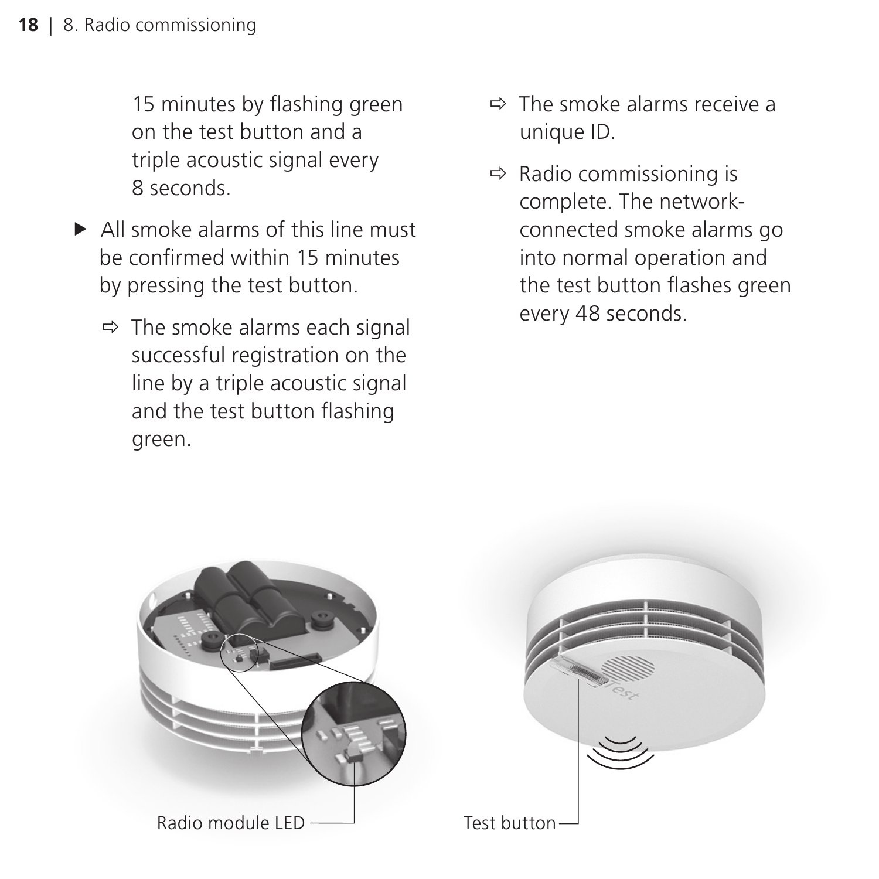15 minutes by flashing green on the test button and a triple acoustic signal every 8 seconds.

- ▶ All smoke alarms of this line must be confirmed within 15 minutes by pressing the test button.
  - ⇨ The smoke alarms each signal successful registration on the line by a triple acoustic signal and the test button flashing green.
  - ⇨ The smoke alarms receive a unique ID.
  - ⇨ Radio commissioning is complete. The network-connected smoke alarms go into normal operation and the test button flashes green every 48 seconds.

Radio module LED

Test button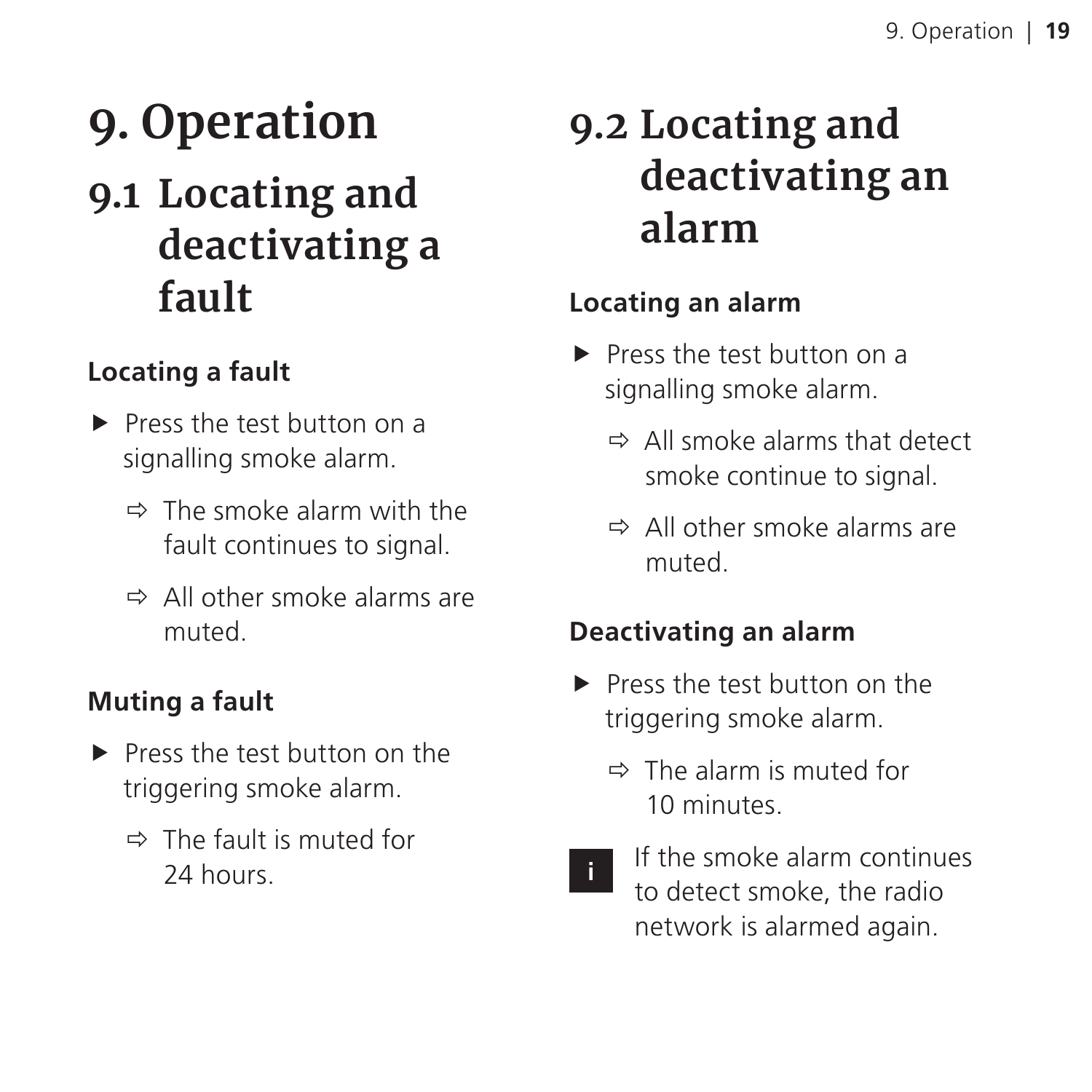# 9. Operation

## 9.1 Locating and deactivating a fault

### Locating a fault

- ▶ Press the test button on a signalling smoke alarm.
  - ⇨ The smoke alarm with the fault continues to signal.
  - ⇨ All other smoke alarms are muted.

### Muting a fault

- ▶ Press the test button on the triggering smoke alarm.
  - ⇨ The fault is muted for 24 hours.

## 9.2 Locating and deactivating an alarm

### Locating an alarm

- ▶ Press the test button on a signalling smoke alarm.
  - ⇨ All smoke alarms that detect smoke continue to signal.
  - ⇨ All other smoke alarms are muted.

### Deactivating an alarm

- ▶ Press the test button on the triggering smoke alarm.
  - ⇨ The alarm is muted for 10 minutes.

i If the smoke alarm continues to detect smoke, the radio network is alarmed again.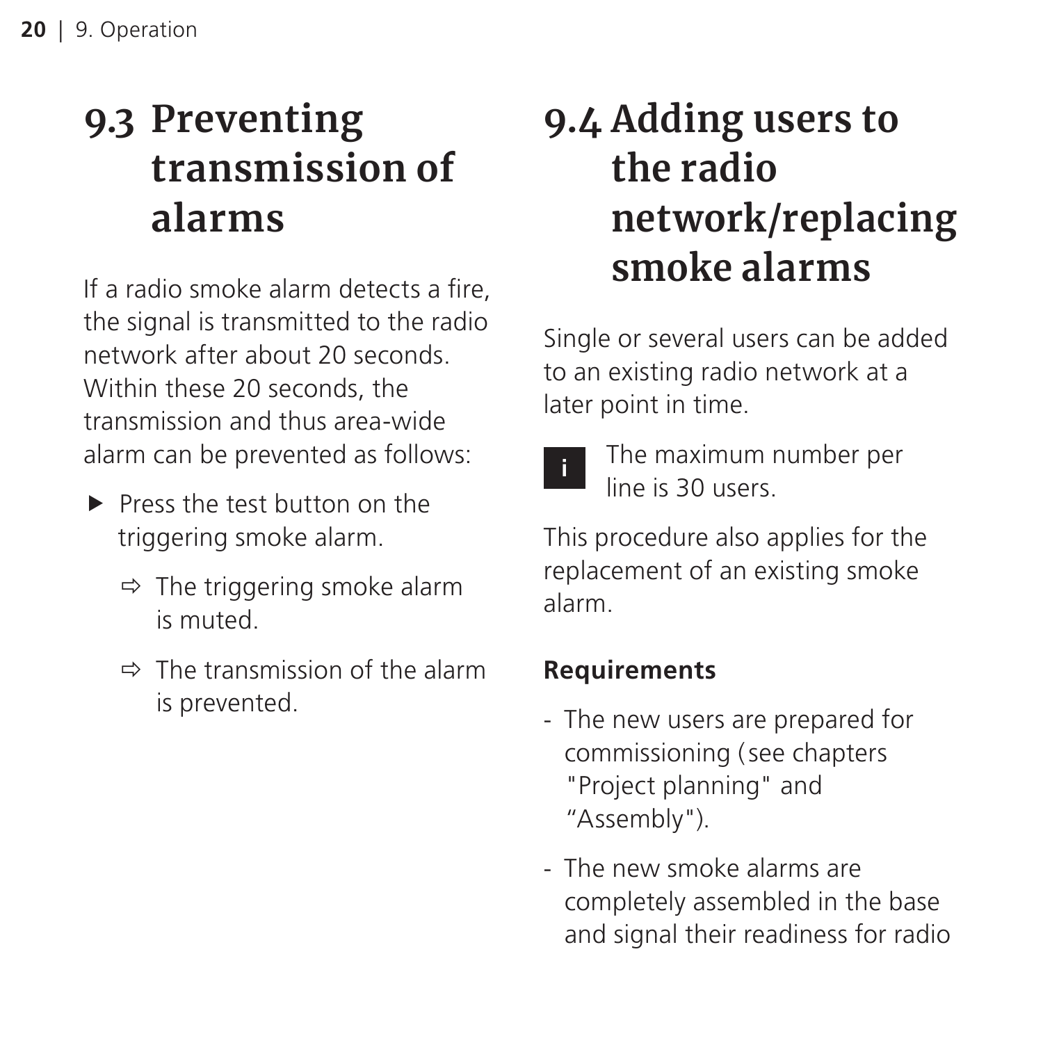## 9.3 Preventing transmission of alarms

If a radio smoke alarm detects a fire, the signal is transmitted to the radio network after about 20 seconds. Within these 20 seconds, the transmission and thus area-wide alarm can be prevented as follows:

- ▶ Press the test button on the triggering smoke alarm.
  - ⇨ The triggering smoke alarm is muted.
  - ⇨ The transmission of the alarm is prevented.

## 9.4 Adding users to the radio network/replacing smoke alarms

Single or several users can be added to an existing radio network at a later point in time.

> **i** The maximum number per line is 30 users.

This procedure also applies for the replacement of an existing smoke alarm.

**Requirements**

- The new users are prepared for commissioning (see chapters "Project planning" and “Assembly").
- The new smoke alarms are completely assembled in the base and signal their readiness for radio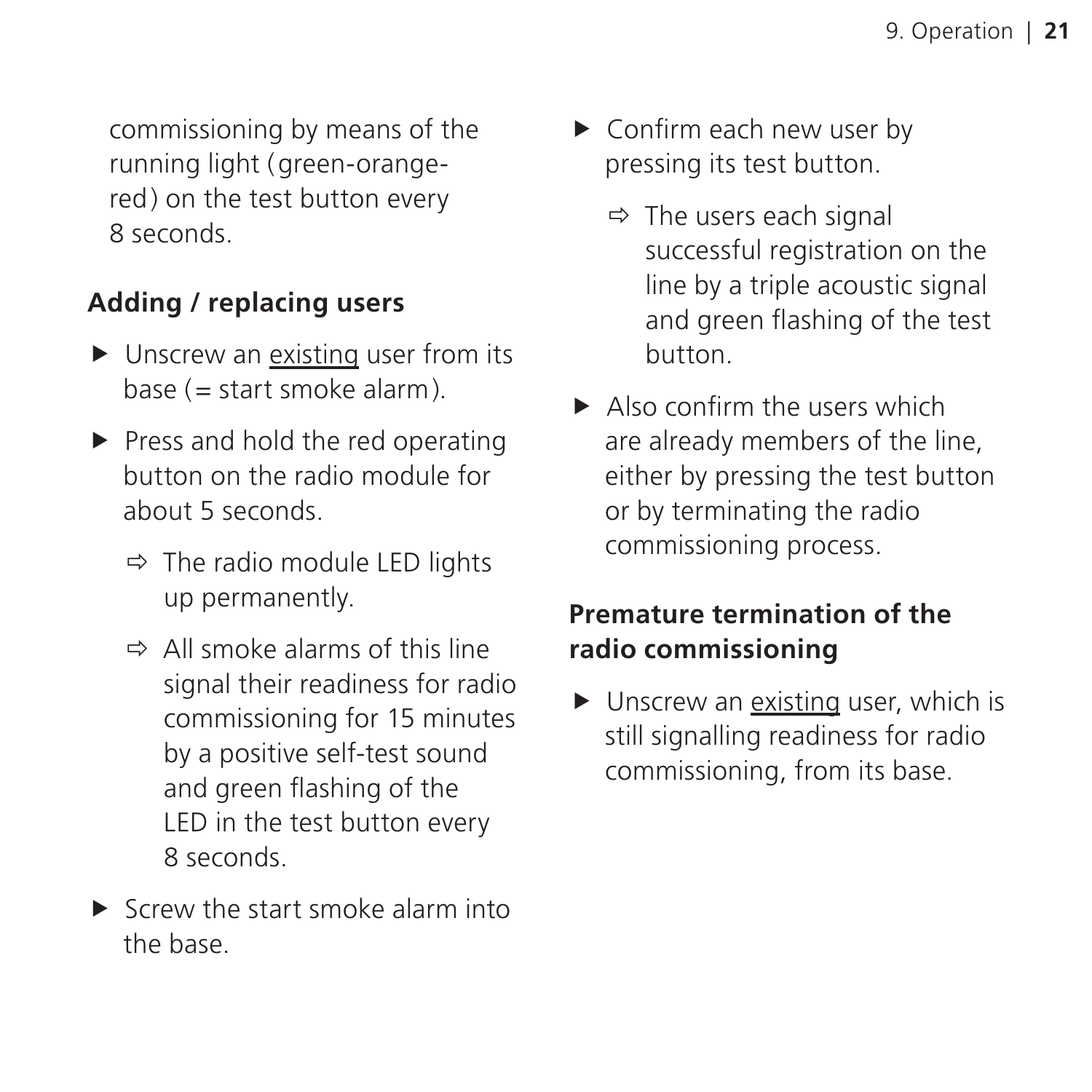commissioning by means of the running light (green-orange-red) on the test button every 8 seconds.

### Adding / replacing users

- ▶ Unscrew an existing user from its base (= start smoke alarm).
- ▶ Press and hold the red operating button on the radio module for about 5 seconds.
  - ⇨ The radio module LED lights up permanently.
  - ⇨ All smoke alarms of this line signal their readiness for radio commissioning for 15 minutes by a positive self-test sound and green flashing of the LED in the test button every 8 seconds.
- ▶ Screw the start smoke alarm into the base.
- ▶ Confirm each new user by pressing its test button.
  - ⇨ The users each signal successful registration on the line by a triple acoustic signal and green flashing of the test button.
- ▶ Also confirm the users which are already members of the line, either by pressing the test button or by terminating the radio commissioning process.

### Premature termination of the radio commissioning

- ▶ Unscrew an existing user, which is still signalling readiness for radio commissioning, from its base.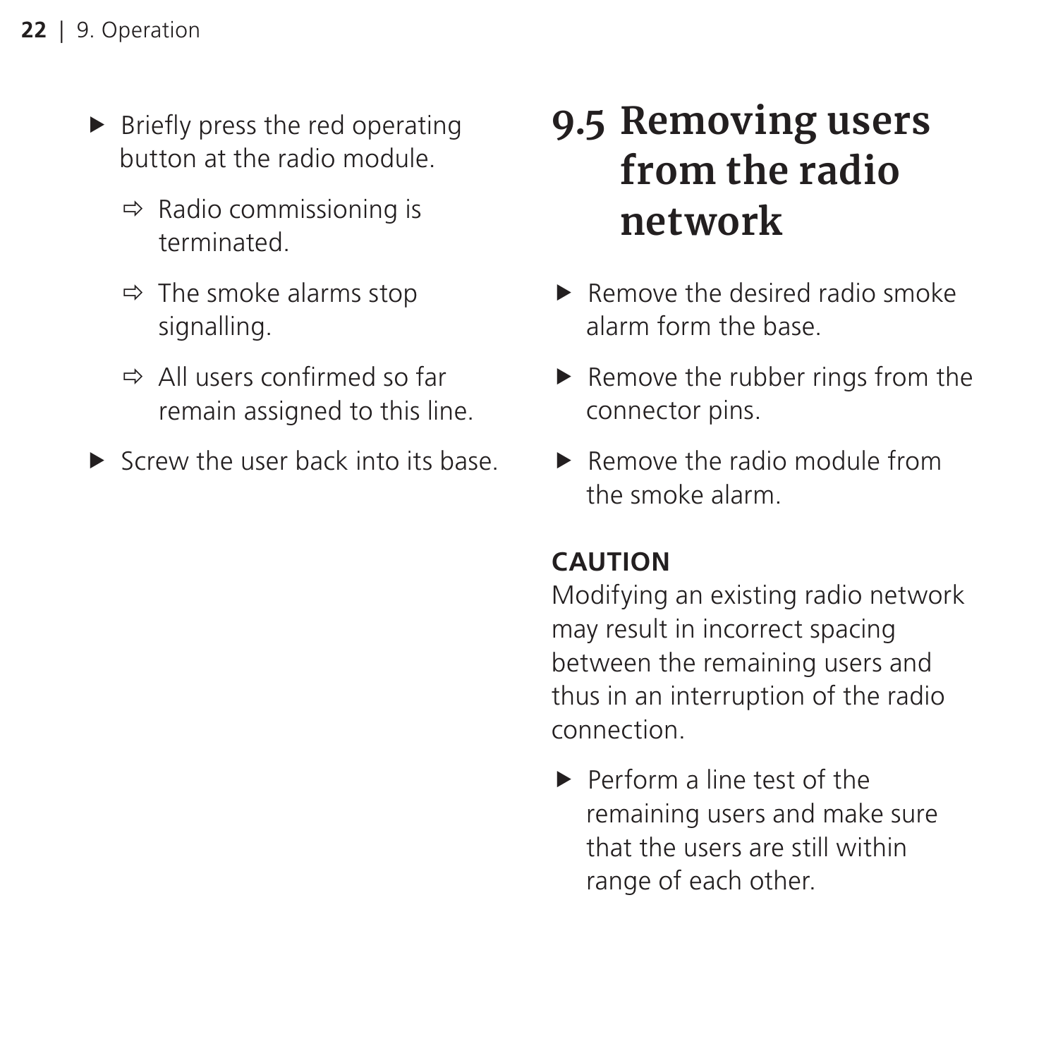- Briefly press the red operating button at the radio module.
  - ⇨ Radio commissioning is terminated.
  - ⇨ The smoke alarms stop signalling.
  - ⇨ All users confirmed so far remain assigned to this line.
- Screw the user back into its base.

## 9.5 Removing users from the radio network

- Remove the desired radio smoke alarm form the base.
- Remove the rubber rings from the connector pins.
- Remove the radio module from the smoke alarm.

**CAUTION**
Modifying an existing radio network may result in incorrect spacing between the remaining users and thus in an interruption of the radio connection.

- Perform a line test of the remaining users and make sure that the users are still within range of each other.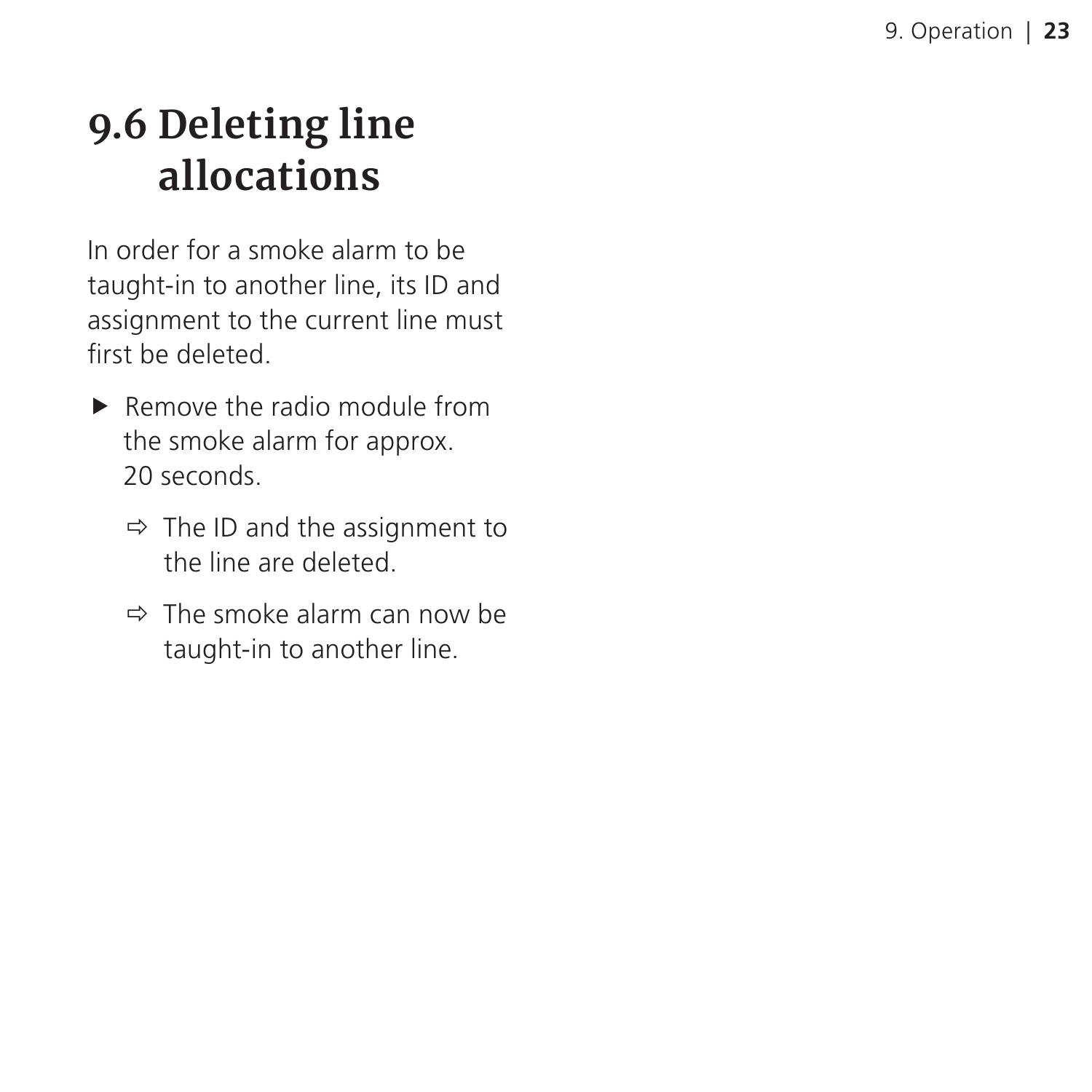# 9.6 Deleting line allocations

In order for a smoke alarm to be taught-in to another line, its ID and assignment to the current line must first be deleted.

- ▶ Remove the radio module from the smoke alarm for approx. 20 seconds.
  - ⇨ The ID and the assignment to the line are deleted.
  - ⇨ The smoke alarm can now be taught-in to another line.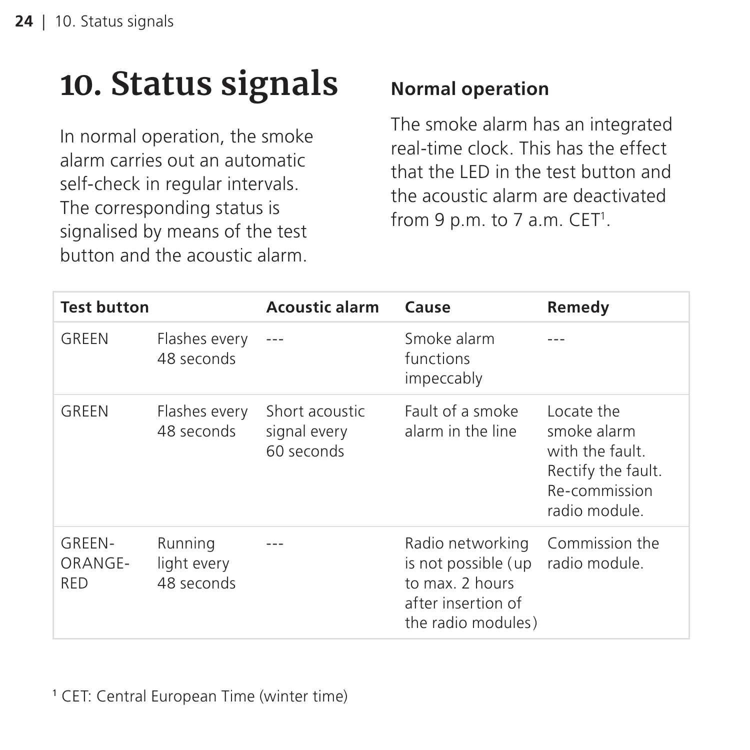# 10. Status signals

In normal operation, the smoke alarm carries out an automatic self-check in regular intervals. The corresponding status is signalised by means of the test button and the acoustic alarm.

### Normal operation

The smoke alarm has an integrated real-time clock. This has the effect that the LED in the test button and the acoustic alarm are deactivated from 9 p.m. to 7 a.m. CET[1].

| Test button | | Acoustic alarm | Cause | Remedy |
|---|---|---|---|---|
| GREEN | Flashes every 48 seconds | --- | Smoke alarm functions impeccably | --- |
| GREEN | Flashes every 48 seconds | Short acoustic signal every 60 seconds | Fault of a smoke alarm in the line | Locate the smoke alarm with the fault. Rectify the fault. Re-commission radio module. |
| GREEN-ORANGE-RED | Running light every 48 seconds | --- | Radio networking is not possible (up to max. 2 hours after insertion of the radio modules) | Commission the radio module. |

[1] CET: Central European Time (winter time)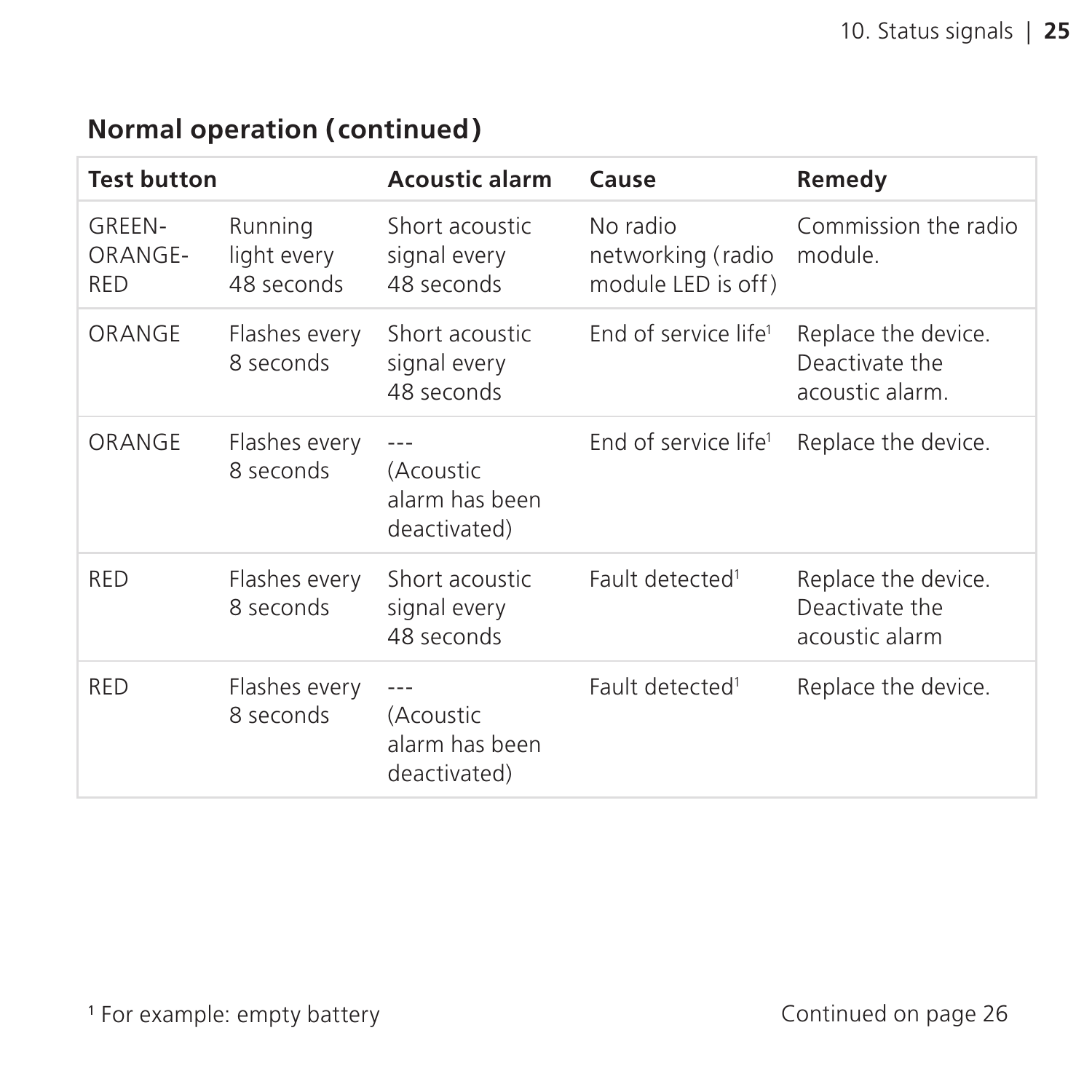## Normal operation (continued)

| Test button | | Acoustic alarm | Cause | Remedy |
|---|---|---|---|---|
| GREEN-ORANGE-RED | Running light every 48 seconds | Short acoustic signal every 48 seconds | No radio networking (radio module LED is off) | Commission the radio module. |
| ORANGE | Flashes every 8 seconds | Short acoustic signal every 48 seconds | End of service life[1] | Replace the device. Deactivate the acoustic alarm. |
| ORANGE | Flashes every 8 seconds | --- (Acoustic alarm has been deactivated) | End of service life[1] | Replace the device. |
| RED | Flashes every 8 seconds | Short acoustic signal every 48 seconds | Fault detected[1] | Replace the device. Deactivate the acoustic alarm |
| RED | Flashes every 8 seconds | --- (Acoustic alarm has been deactivated) | Fault detected[1] | Replace the device. |

[1] For example: empty battery

Continued on page 26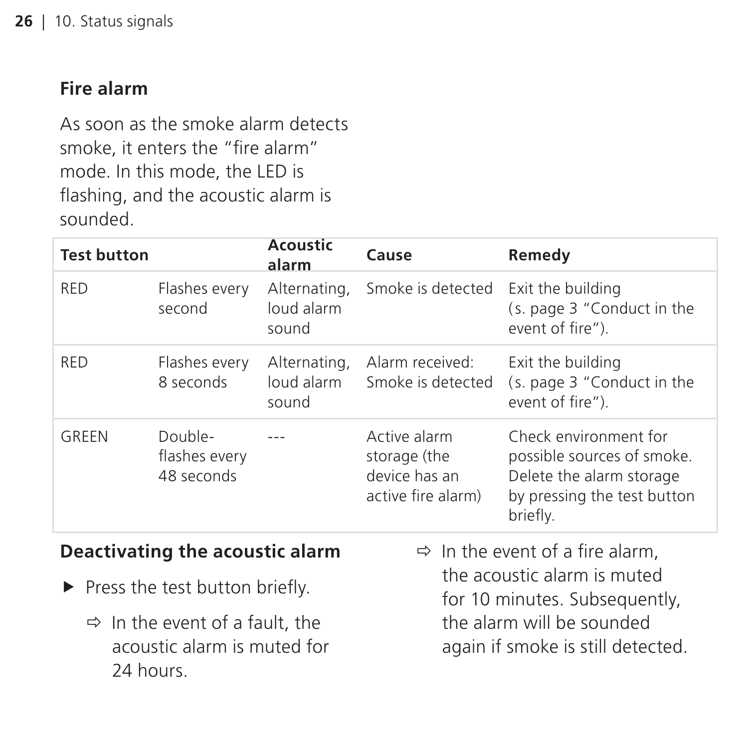## Fire alarm

As soon as the smoke alarm detects smoke, it enters the "fire alarm" mode. In this mode, the LED is flashing, and the acoustic alarm is sounded.

| Test button | | Acoustic alarm | Cause | Remedy |
|---|---|---|---|---|
| RED | Flashes every second | Alternating, loud alarm sound | Smoke is detected | Exit the building (s. page 3 "Conduct in the event of fire"). |
| RED | Flashes every 8 seconds | Alternating, loud alarm sound | Alarm received: Smoke is detected | Exit the building (s. page 3 "Conduct in the event of fire"). |
| GREEN | Double-flashes every 48 seconds | --- | Active alarm storage (the device has an active fire alarm) | Check environment for possible sources of smoke. Delete the alarm storage by pressing the test button briefly. |

### Deactivating the acoustic alarm

▶ Press the test button briefly.

⇨ In the event of a fault, the acoustic alarm is muted for 24 hours.

⇨ In the event of a fire alarm, the acoustic alarm is muted for 10 minutes. Subsequently, the alarm will be sounded again if smoke is still detected.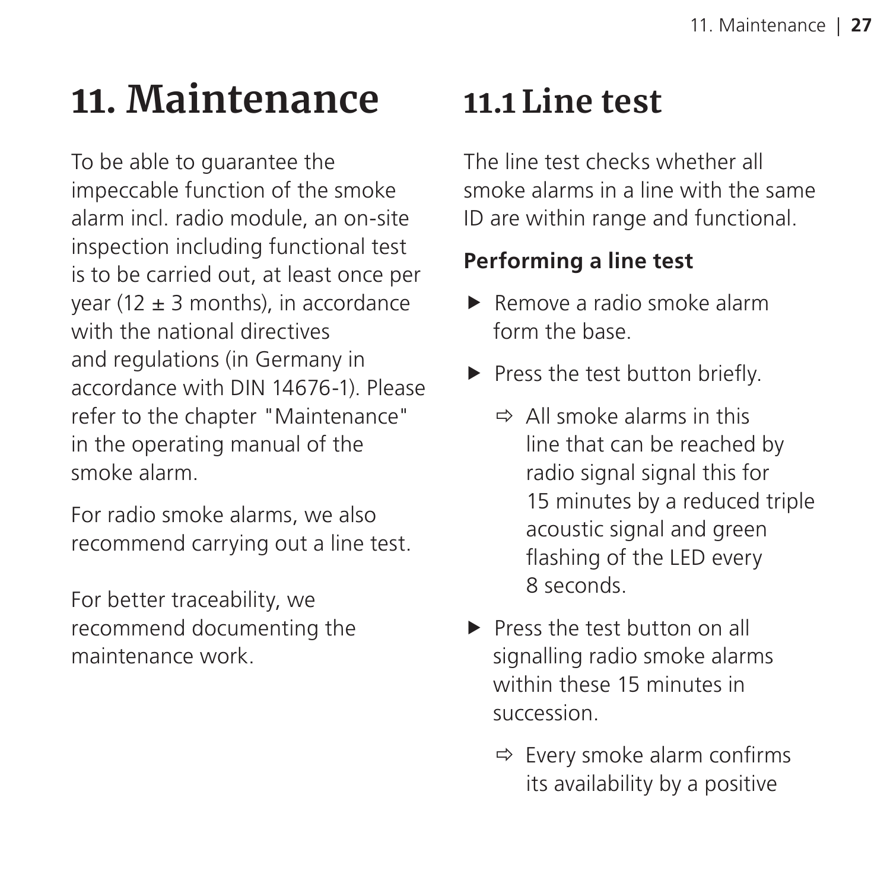# 11. Maintenance

To be able to guarantee the impeccable function of the smoke alarm incl. radio module, an on-site inspection including functional test is to be carried out, at least once per year (12 ± 3 months), in accordance with the national directives and regulations (in Germany in accordance with DIN 14676-1). Please refer to the chapter "Maintenance" in the operating manual of the smoke alarm.

For radio smoke alarms, we also recommend carrying out a line test.

For better traceability, we recommend documenting the maintenance work.

# 11.1 Line test

The line test checks whether all smoke alarms in a line with the same ID are within range and functional.

**Performing a line test**

- ▶ Remove a radio smoke alarm form the base.
- ▶ Press the test button briefly.
  - ⇨ All smoke alarms in this line that can be reached by radio signal signal this for 15 minutes by a reduced triple acoustic signal and green flashing of the LED every 8 seconds.
- ▶ Press the test button on all signalling radio smoke alarms within these 15 minutes in succession.
  - ⇨ Every smoke alarm confirms its availability by a positive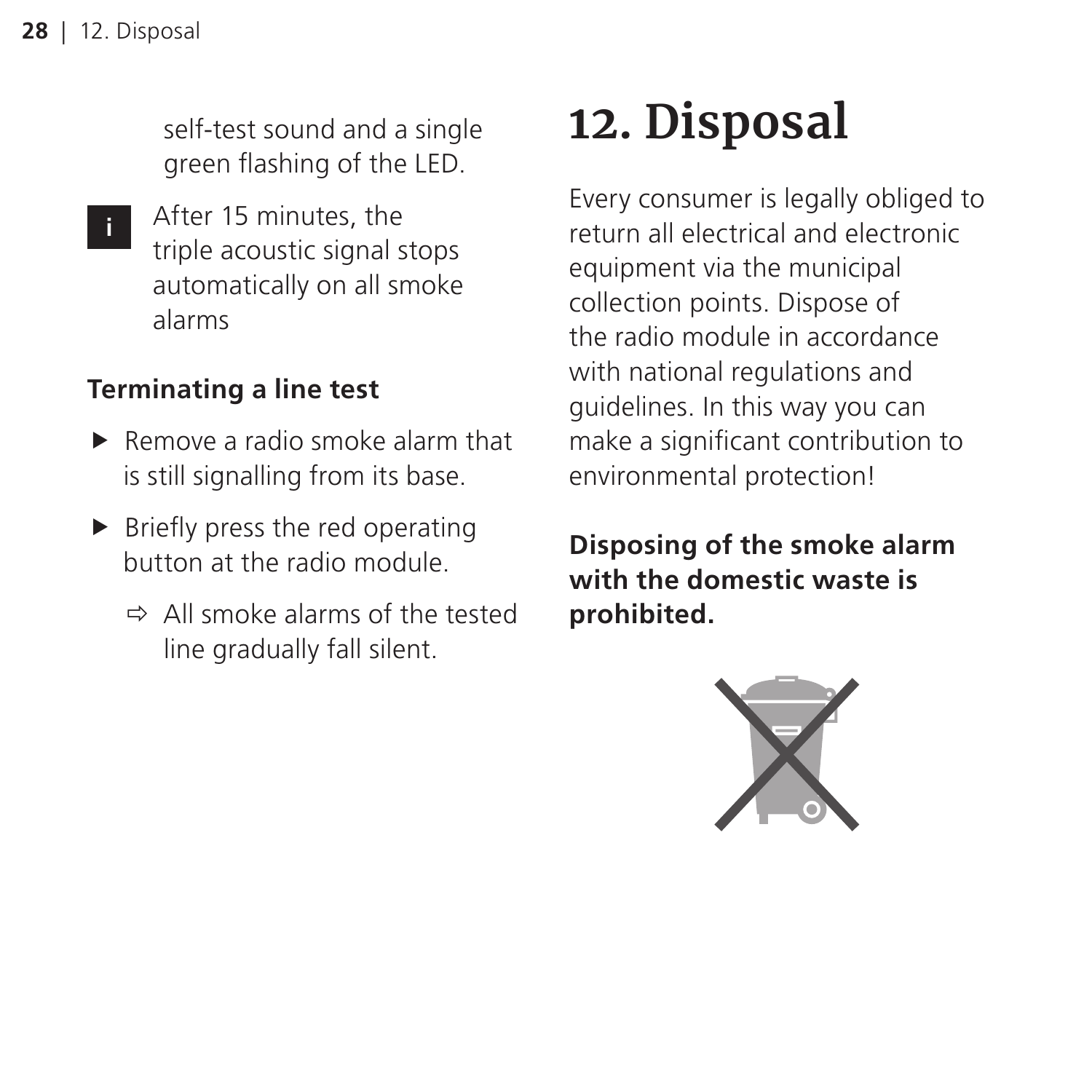self-test sound and a single green flashing of the LED.

i After 15 minutes, the triple acoustic signal stops automatically on all smoke alarms

### Terminating a line test

- Remove a radio smoke alarm that is still signalling from its base.
- Briefly press the red operating button at the radio module.
  - ⇨ All smoke alarms of the tested line gradually fall silent.

# 12. Disposal

Every consumer is legally obliged to return all electrical and electronic equipment via the municipal collection points. Dispose of the radio module in accordance with national regulations and guidelines. In this way you can make a significant contribution to environmental protection!

**Disposing of the smoke alarm with the domestic waste is prohibited.**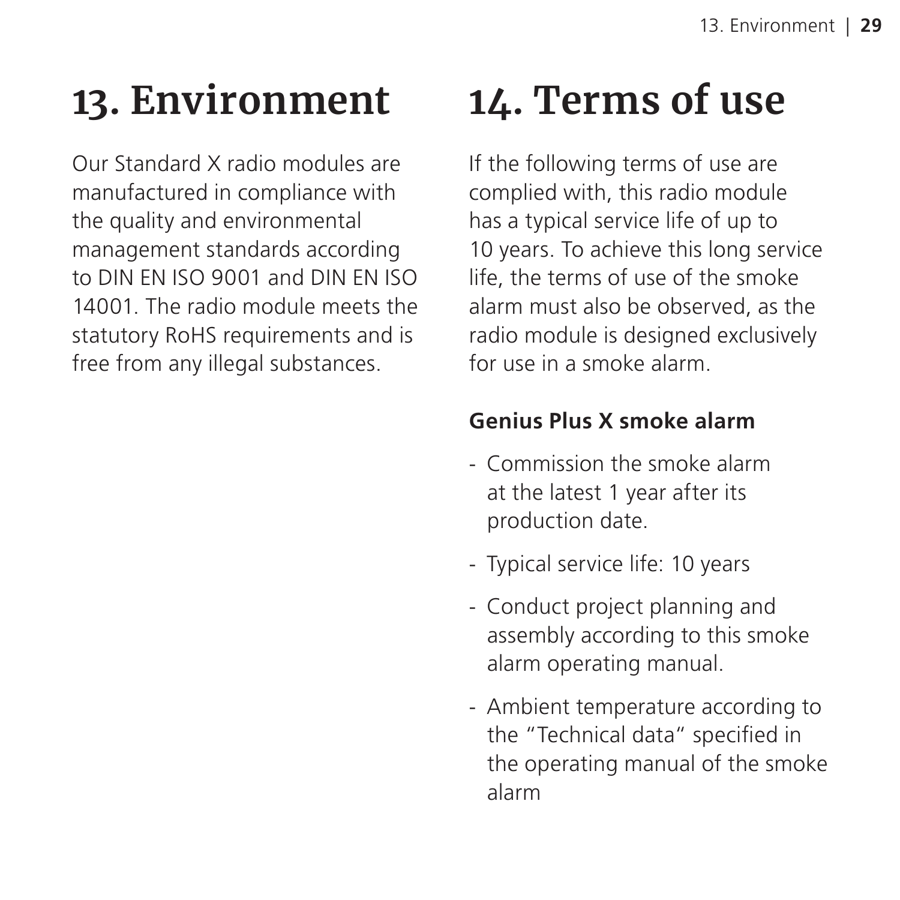# 13. Environment

Our Standard X radio modules are manufactured in compliance with the quality and environmental management standards according to DIN EN ISO 9001 and DIN EN ISO 14001. The radio module meets the statutory RoHS requirements and is free from any illegal substances.

# 14. Terms of use

If the following terms of use are complied with, this radio module has a typical service life of up to 10 years. To achieve this long service life, the terms of use of the smoke alarm must also be observed, as the radio module is designed exclusively for use in a smoke alarm.

**Genius Plus X smoke alarm**

- Commission the smoke alarm at the latest 1 year after its production date.
- Typical service life: 10 years
- Conduct project planning and assembly according to this smoke alarm operating manual.
- Ambient temperature according to the “Technical data“ specified in the operating manual of the smoke alarm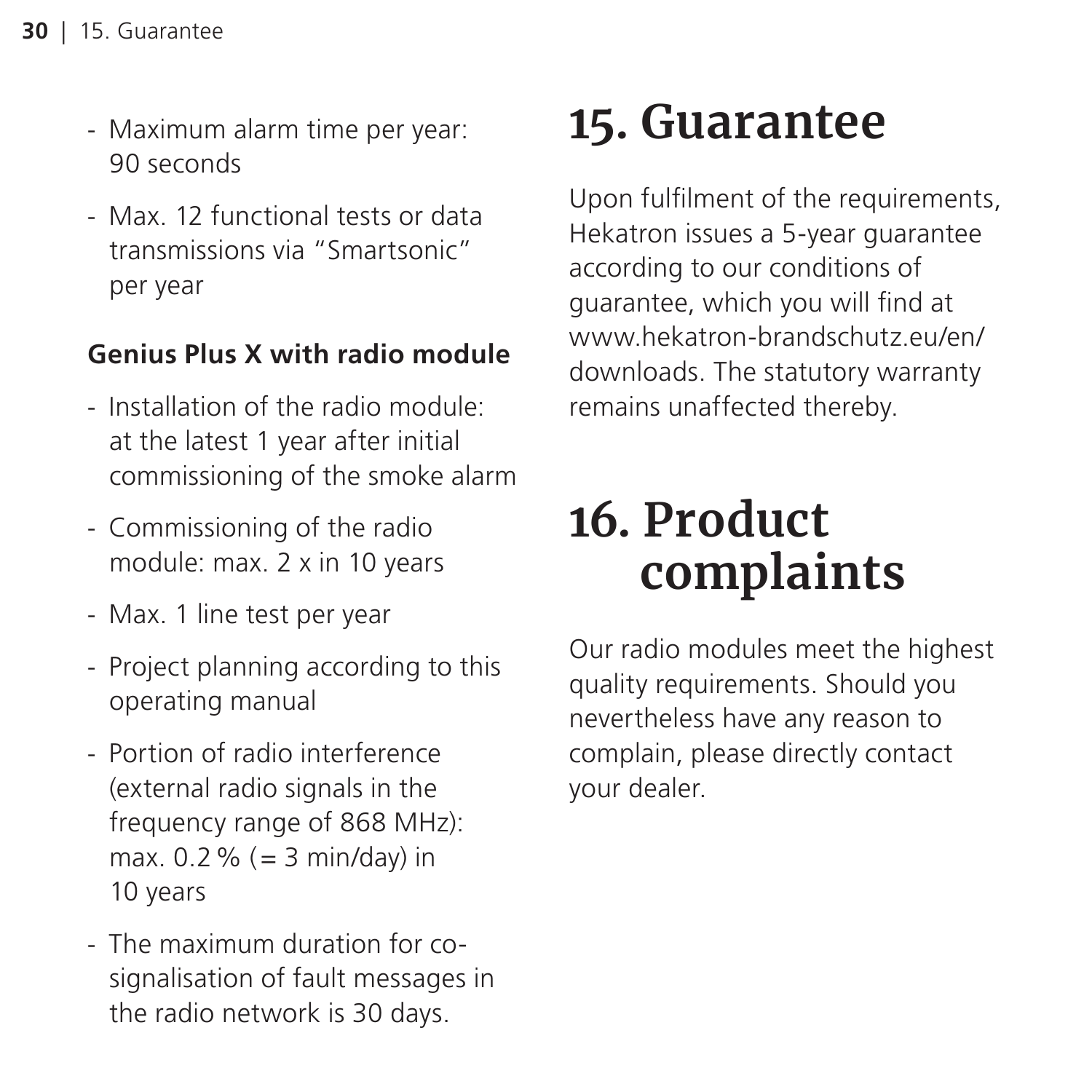- Maximum alarm time per year: 90 seconds
- Max. 12 functional tests or data transmissions via "Smartsonic" per year

**Genius Plus X with radio module**

- Installation of the radio module: at the latest 1 year after initial commissioning of the smoke alarm
- Commissioning of the radio module: max. 2 x in 10 years
- Max. 1 line test per year
- Project planning according to this operating manual
- Portion of radio interference (external radio signals in the frequency range of 868 MHz): max. 0.2 % (= 3 min/day) in 10 years
- The maximum duration for co-signalisation of fault messages in the radio network is 30 days.

# 15. Guarantee

Upon fulfilment of the requirements, Hekatron issues a 5-year guarantee according to our conditions of guarantee, which you will find at www.hekatron-brandschutz.eu/en/downloads. The statutory warranty remains unaffected thereby.

# 16. Product complaints

Our radio modules meet the highest quality requirements. Should you nevertheless have any reason to complain, please directly contact your dealer.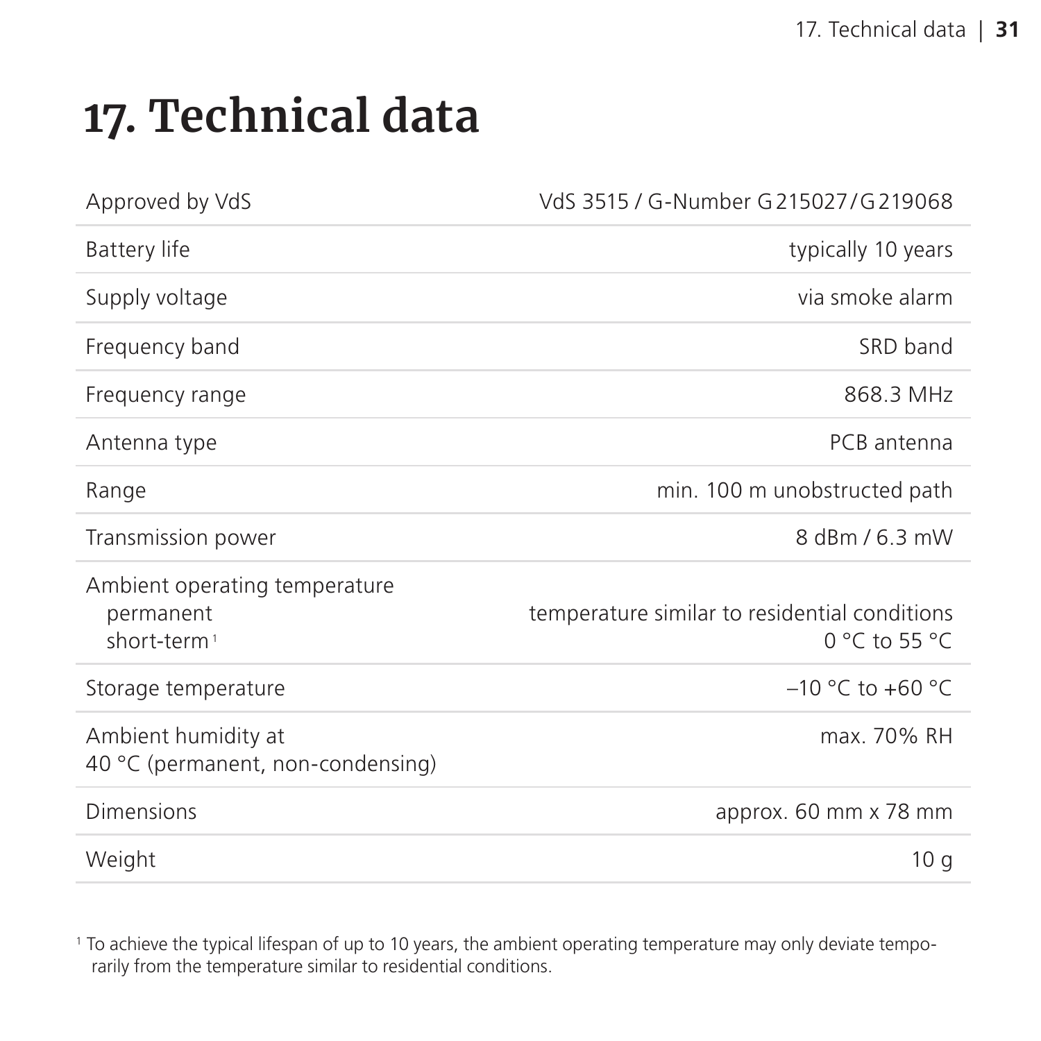# 17. Technical data

| | |
|---|---|
| Approved by VdS | VdS 3515 / G-Number G 215027 / G 219068 |
| Battery life | typically 10 years |
| Supply voltage | via smoke alarm |
| Frequency band | SRD band |
| Frequency range | 868.3 MHz |
| Antenna type | PCB antenna |
| Range | min. 100 m unobstructed path |
| Transmission power | 8 dBm / 6.3 mW |
| Ambient operating temperature<br>permanent<br>short-term[1] | <br>temperature similar to residential conditions<br>0 °C to 55 °C |
| Storage temperature | –10 °C to +60 °C |
| Ambient humidity at 40 °C (permanent, non-condensing) | max. 70% RH |
| Dimensions | approx. 60 mm x 78 mm |
| Weight | 10 g |

[1] To achieve the typical lifespan of up to 10 years, the ambient operating temperature may only deviate temporarily from the temperature similar to residential conditions.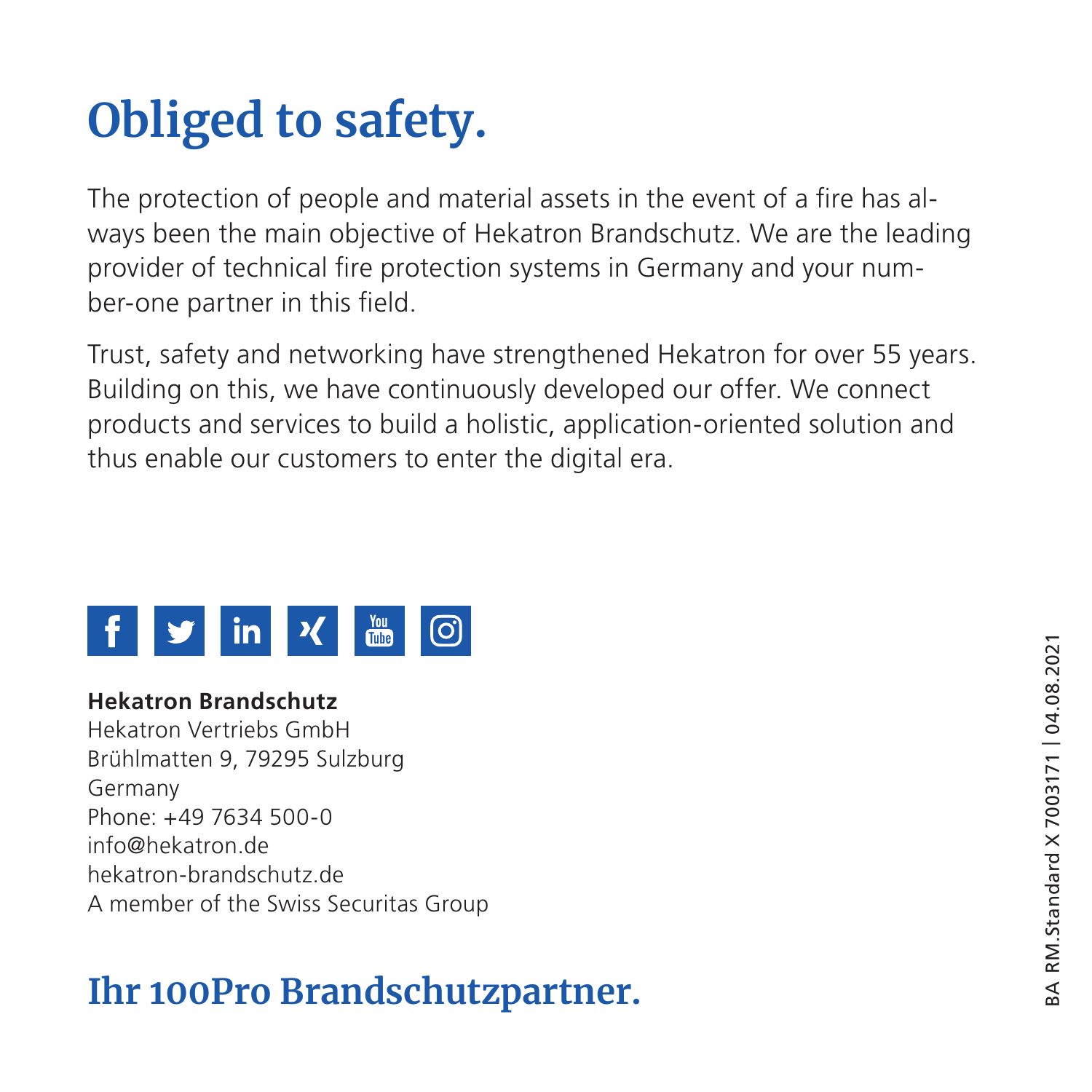# Obliged to safety.

The protection of people and material assets in the event of a fire has always been the main objective of Hekatron Brandschutz. We are the leading provider of technical fire protection systems in Germany and your number-one partner in this field.

Trust, safety and networking have strengthened Hekatron for over 55 years. Building on this, we have continuously developed our offer. We connect products and services to build a holistic, application-oriented solution and thus enable our customers to enter the digital era.

**Hekatron Brandschutz**
Hekatron Vertriebs GmbH
Brühlmatten 9, 79295 Sulzburg
Germany
Phone: +49 7634 500-0
info@hekatron.de
hekatron-brandschutz.de
A member of the Swiss Securitas Group

## Ihr 100Pro Brandschutzpartner.

BA RM.Standard X 7003171 | 04.08.2021